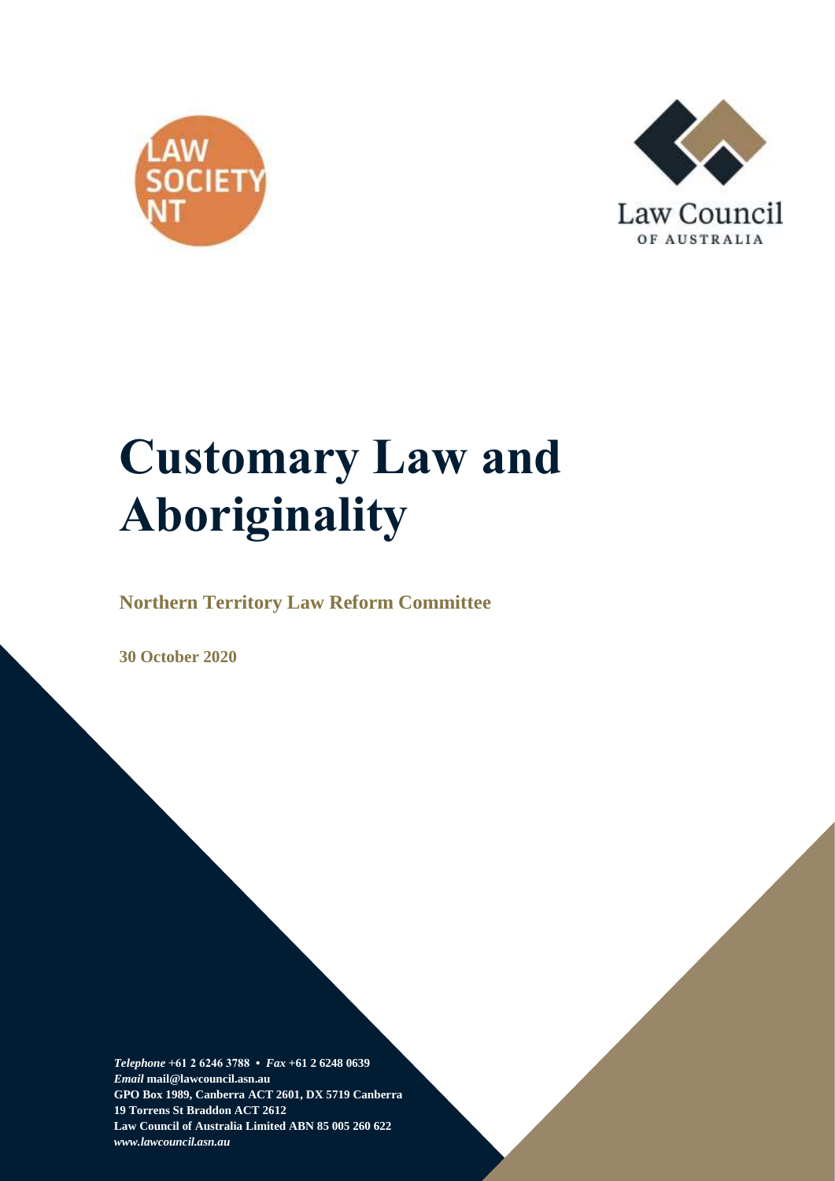LAW SOCIETY NT

Law Council OF AUSTRALIA

# Customary Law and Aboriginality

**Northern Territory Law Reform Committee**

**30 October 2020**

***Telephone*** **+61 2 6246 3788 •** ***Fax*** **+61 2 6248 0639**
***Email*** **mail@lawcouncil.asn.au**
**GPO Box 1989, Canberra ACT 2601, DX 5719 Canberra**
**19 Torrens St Braddon ACT 2612**
**Law Council of Australia Limited ABN 85 005 260 622**
***www.lawcouncil.asn.au***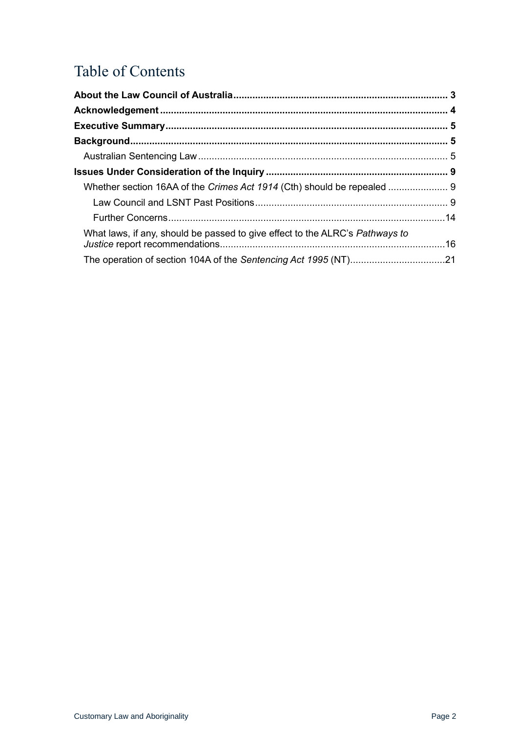# Table of Contents

**About the Law Council of Australia** .......... **3**

**Acknowledgement** .......... **4**

**Executive Summary** .......... **5**

**Background** .......... **5**

- Australian Sentencing Law .......... 5

**Issues Under Consideration of the Inquiry** .......... **9**

- Whether section 16AA of the *Crimes Act 1914* (Cth) should be repealed .......... 9
  - Law Council and LSNT Past Positions .......... 9
  - Further Concerns .......... 14
- What laws, if any, should be passed to give effect to the ALRC's *Pathways to Justice* report recommendations .......... 16
- The operation of section 104A of the *Sentencing Act 1995* (NT) .......... 21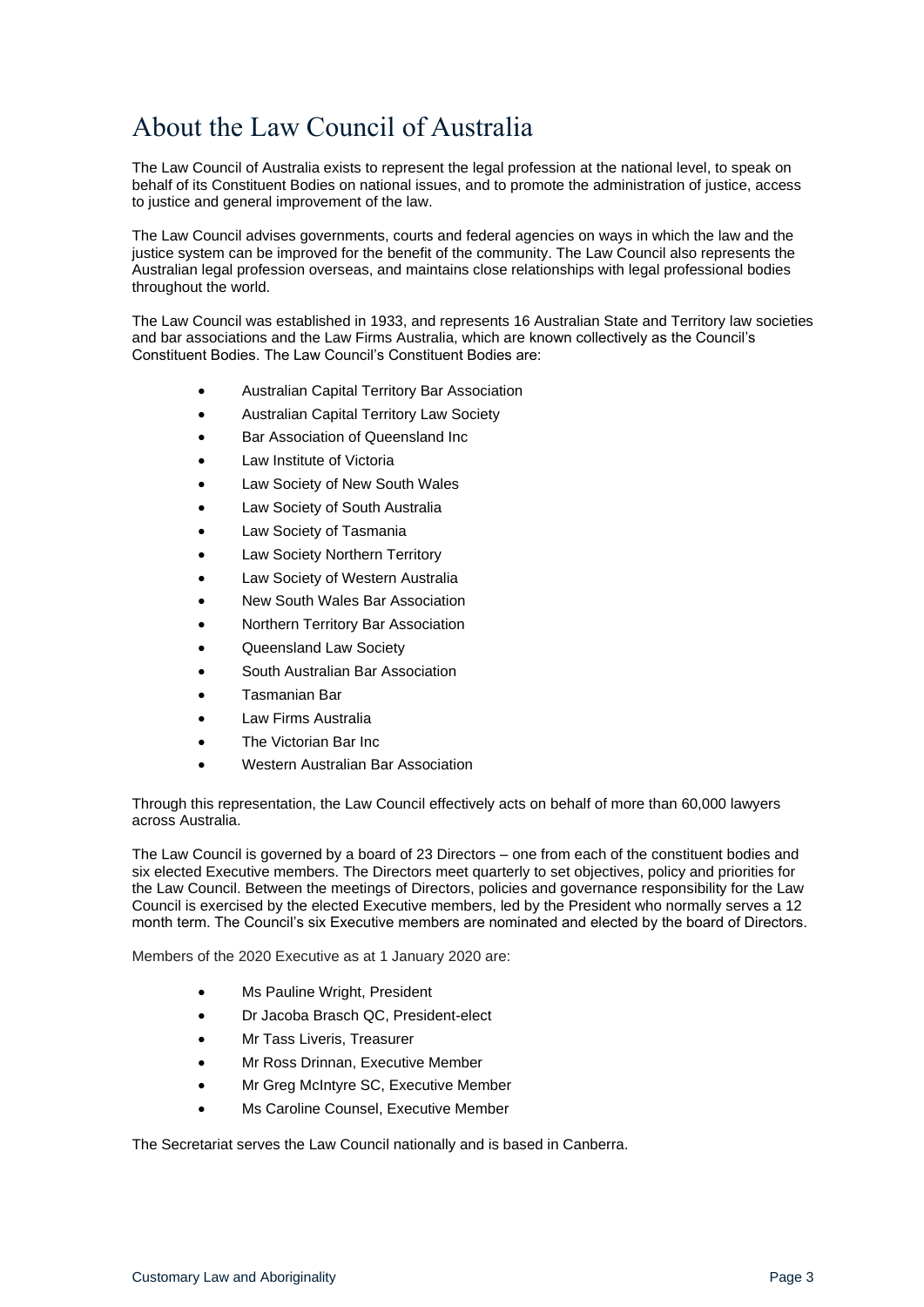# About the Law Council of Australia

The Law Council of Australia exists to represent the legal profession at the national level, to speak on behalf of its Constituent Bodies on national issues, and to promote the administration of justice, access to justice and general improvement of the law.

The Law Council advises governments, courts and federal agencies on ways in which the law and the justice system can be improved for the benefit of the community. The Law Council also represents the Australian legal profession overseas, and maintains close relationships with legal professional bodies throughout the world.

The Law Council was established in 1933, and represents 16 Australian State and Territory law societies and bar associations and the Law Firms Australia, which are known collectively as the Council's Constituent Bodies. The Law Council's Constituent Bodies are:

- Australian Capital Territory Bar Association
- Australian Capital Territory Law Society
- Bar Association of Queensland Inc
- Law Institute of Victoria
- Law Society of New South Wales
- Law Society of South Australia
- Law Society of Tasmania
- Law Society Northern Territory
- Law Society of Western Australia
- New South Wales Bar Association
- Northern Territory Bar Association
- Queensland Law Society
- South Australian Bar Association
- Tasmanian Bar
- Law Firms Australia
- The Victorian Bar Inc
- Western Australian Bar Association

Through this representation, the Law Council effectively acts on behalf of more than 60,000 lawyers across Australia.

The Law Council is governed by a board of 23 Directors – one from each of the constituent bodies and six elected Executive members. The Directors meet quarterly to set objectives, policy and priorities for the Law Council. Between the meetings of Directors, policies and governance responsibility for the Law Council is exercised by the elected Executive members, led by the President who normally serves a 12 month term. The Council's six Executive members are nominated and elected by the board of Directors.

Members of the 2020 Executive as at 1 January 2020 are:

- Ms Pauline Wright, President
- Dr Jacoba Brasch QC, President-elect
- Mr Tass Liveris, Treasurer
- Mr Ross Drinnan, Executive Member
- Mr Greg McIntyre SC, Executive Member
- Ms Caroline Counsel, Executive Member

The Secretariat serves the Law Council nationally and is based in Canberra.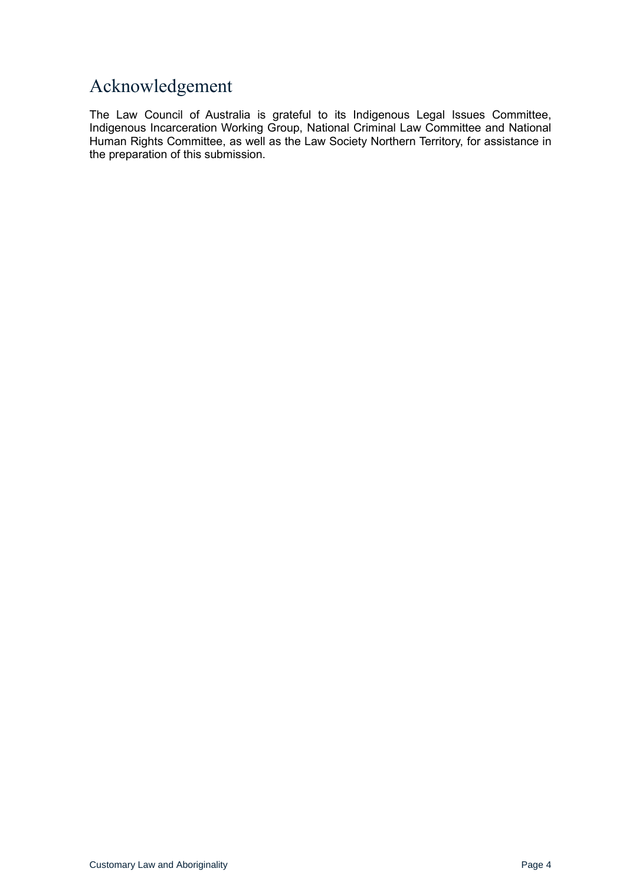# Acknowledgement

The Law Council of Australia is grateful to its Indigenous Legal Issues Committee, Indigenous Incarceration Working Group, National Criminal Law Committee and National Human Rights Committee, as well as the Law Society Northern Territory, for assistance in the preparation of this submission.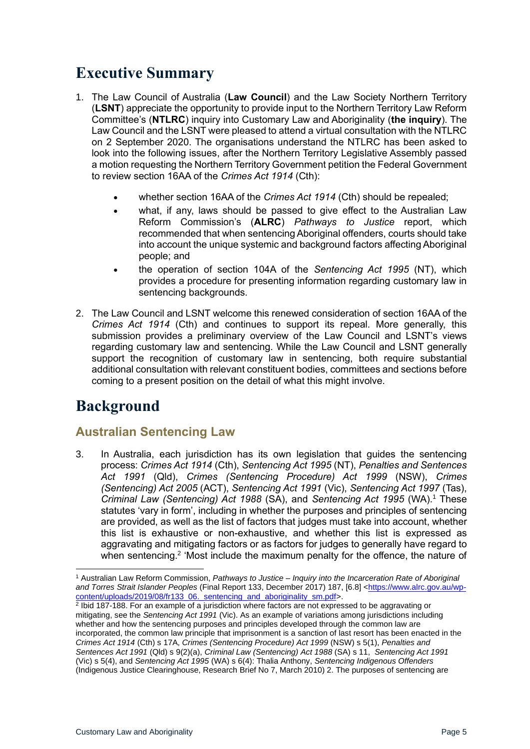# Executive Summary

1. The Law Council of Australia (**Law Council**) and the Law Society Northern Territory (**LSNT**) appreciate the opportunity to provide input to the Northern Territory Law Reform Committee's (**NTLRC**) inquiry into Customary Law and Aboriginality (**the inquiry**). The Law Council and the LSNT were pleased to attend a virtual consultation with the NTLRC on 2 September 2020. The organisations understand the NTLRC has been asked to look into the following issues, after the Northern Territory Legislative Assembly passed a motion requesting the Northern Territory Government petition the Federal Government to review section 16AA of the *Crimes Act 1914* (Cth):
   - whether section 16AA of the *Crimes Act 1914* (Cth) should be repealed;
   - what, if any, laws should be passed to give effect to the Australian Law Reform Commission's (**ALRC**) *Pathways to Justice* report, which recommended that when sentencing Aboriginal offenders, courts should take into account the unique systemic and background factors affecting Aboriginal people; and
   - the operation of section 104A of the *Sentencing Act 1995* (NT), which provides a procedure for presenting information regarding customary law in sentencing backgrounds.

2. The Law Council and LSNT welcome this renewed consideration of section 16AA of the *Crimes Act 1914* (Cth) and continues to support its repeal. More generally, this submission provides a preliminary overview of the Law Council and LSNT's views regarding customary law and sentencing. While the Law Council and LSNT generally support the recognition of customary law in sentencing, both require substantial additional consultation with relevant constituent bodies, committees and sections before coming to a present position on the detail of what this might involve.

# Background

## Australian Sentencing Law

3. In Australia, each jurisdiction has its own legislation that guides the sentencing process: *Crimes Act 1914* (Cth), *Sentencing Act 1995* (NT), *Penalties and Sentences Act 1991* (Qld), *Crimes (Sentencing Procedure) Act 1999* (NSW), *Crimes (Sentencing) Act 2005* (ACT), *Sentencing Act 1991* (Vic), *Sentencing Act 1997* (Tas), *Criminal Law (Sentencing) Act 1988* (SA), and *Sentencing Act 1995* (WA).[1] These statutes 'vary in form', including in whether the purposes and principles of sentencing are provided, as well as the list of factors that judges must take into account, whether this list is exhaustive or non-exhaustive, and whether this list is expressed as aggravating and mitigating factors or as factors for judges to generally have regard to when sentencing.[2] 'Most include the maximum penalty for the offence, the nature of

---

[1] Australian Law Reform Commission, *Pathways to Justice – Inquiry into the Incarceration Rate of Aboriginal and Torres Strait Islander Peoples* (Final Report 133, December 2017) 187, [6.8] <https://www.alrc.gov.au/wp-content/uploads/2019/08/fr133_06._sentencing_and_aboriginality_sm.pdf>.

[2] Ibid 187-188. For an example of a jurisdiction where factors are not expressed to be aggravating or mitigating, see the *Sentencing Act 1991* (Vic). As an example of variations among jurisdictions including whether and how the sentencing purposes and principles developed through the common law are incorporated, the common law principle that imprisonment is a sanction of last resort has been enacted in the *Crimes Act 1914* (Cth) s 17A, *Crimes (Sentencing Procedure) Act 1999* (NSW) s 5(1), *Penalties and Sentences Act 1991* (Qld) s 9(2)(a), *Criminal Law (Sentencing) Act 1988* (SA) s 11, *Sentencing Act 1991* (Vic) s 5(4), and *Sentencing Act 1995* (WA) s 6(4): Thalia Anthony, *Sentencing Indigenous Offenders* (Indigenous Justice Clearinghouse, Research Brief No 7, March 2010) 2. The purposes of sentencing are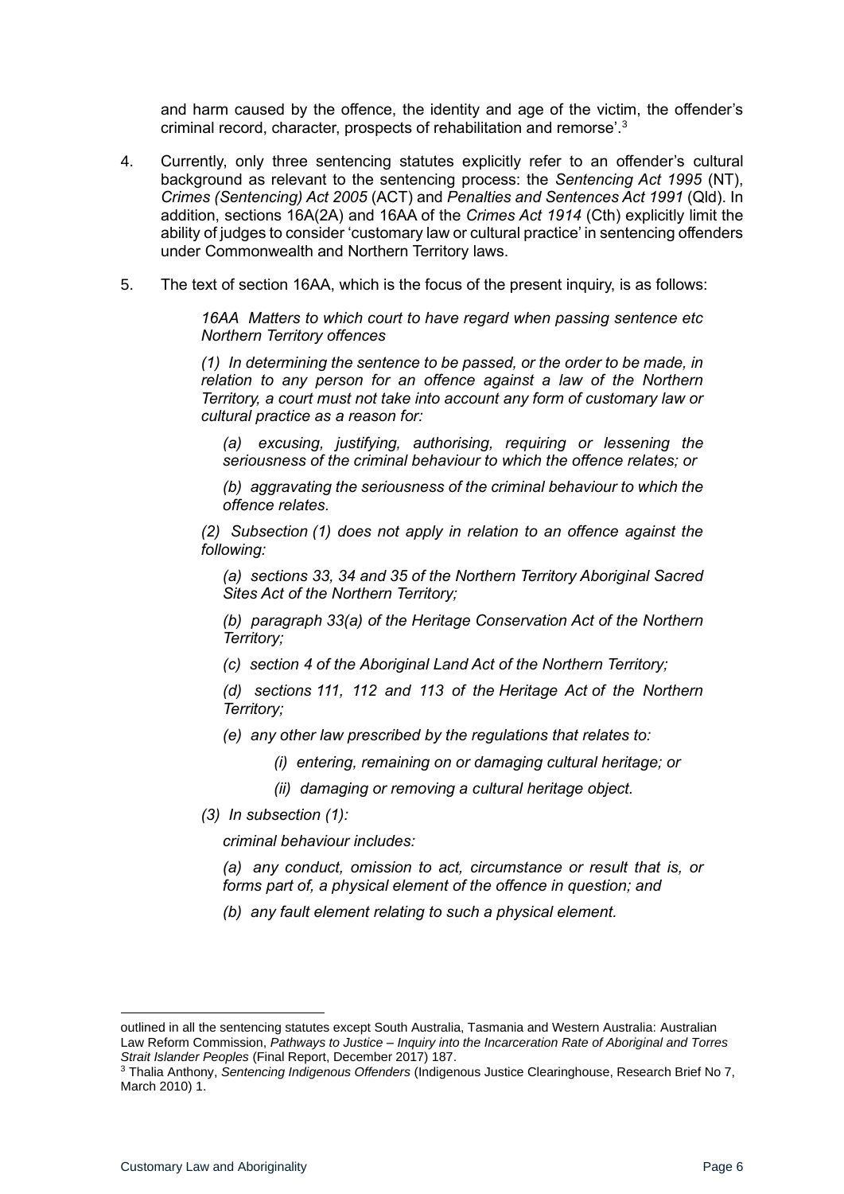and harm caused by the offence, the identity and age of the victim, the offender's criminal record, character, prospects of rehabilitation and remorse'.[3]

4. Currently, only three sentencing statutes explicitly refer to an offender's cultural background as relevant to the sentencing process: the *Sentencing Act 1995* (NT), *Crimes (Sentencing) Act 2005* (ACT) and *Penalties and Sentences Act 1991* (Qld). In addition, sections 16A(2A) and 16AA of the *Crimes Act 1914* (Cth) explicitly limit the ability of judges to consider 'customary law or cultural practice' in sentencing offenders under Commonwealth and Northern Territory laws.

5. The text of section 16AA, which is the focus of the present inquiry, is as follows:

> *16AA Matters to which court to have regard when passing sentence etc Northern Territory offences*
>
> *(1) In determining the sentence to be passed, or the order to be made, in relation to any person for an offence against a law of the Northern Territory, a court must not take into account any form of customary law or cultural practice as a reason for:*
>
> *(a) excusing, justifying, authorising, requiring or lessening the seriousness of the criminal behaviour to which the offence relates; or*
>
> *(b) aggravating the seriousness of the criminal behaviour to which the offence relates.*
>
> *(2) Subsection (1) does not apply in relation to an offence against the following:*
>
> *(a) sections 33, 34 and 35 of the Northern Territory Aboriginal Sacred Sites Act of the Northern Territory;*
>
> *(b) paragraph 33(a) of the Heritage Conservation Act of the Northern Territory;*
>
> *(c) section 4 of the Aboriginal Land Act of the Northern Territory;*
>
> *(d) sections 111, 112 and 113 of the Heritage Act of the Northern Territory;*
>
> *(e) any other law prescribed by the regulations that relates to:*
>
> *(i) entering, remaining on or damaging cultural heritage; or*
>
> *(ii) damaging or removing a cultural heritage object.*
>
> *(3) In subsection (1):*
>
> *criminal behaviour includes:*
>
> *(a) any conduct, omission to act, circumstance or result that is, or forms part of, a physical element of the offence in question; and*
>
> *(b) any fault element relating to such a physical element.*

---

outlined in all the sentencing statutes except South Australia, Tasmania and Western Australia: Australian Law Reform Commission, *Pathways to Justice – Inquiry into the Incarceration Rate of Aboriginal and Torres Strait Islander Peoples* (Final Report, December 2017) 187.

[3] Thalia Anthony, *Sentencing Indigenous Offenders* (Indigenous Justice Clearinghouse, Research Brief No 7, March 2010) 1.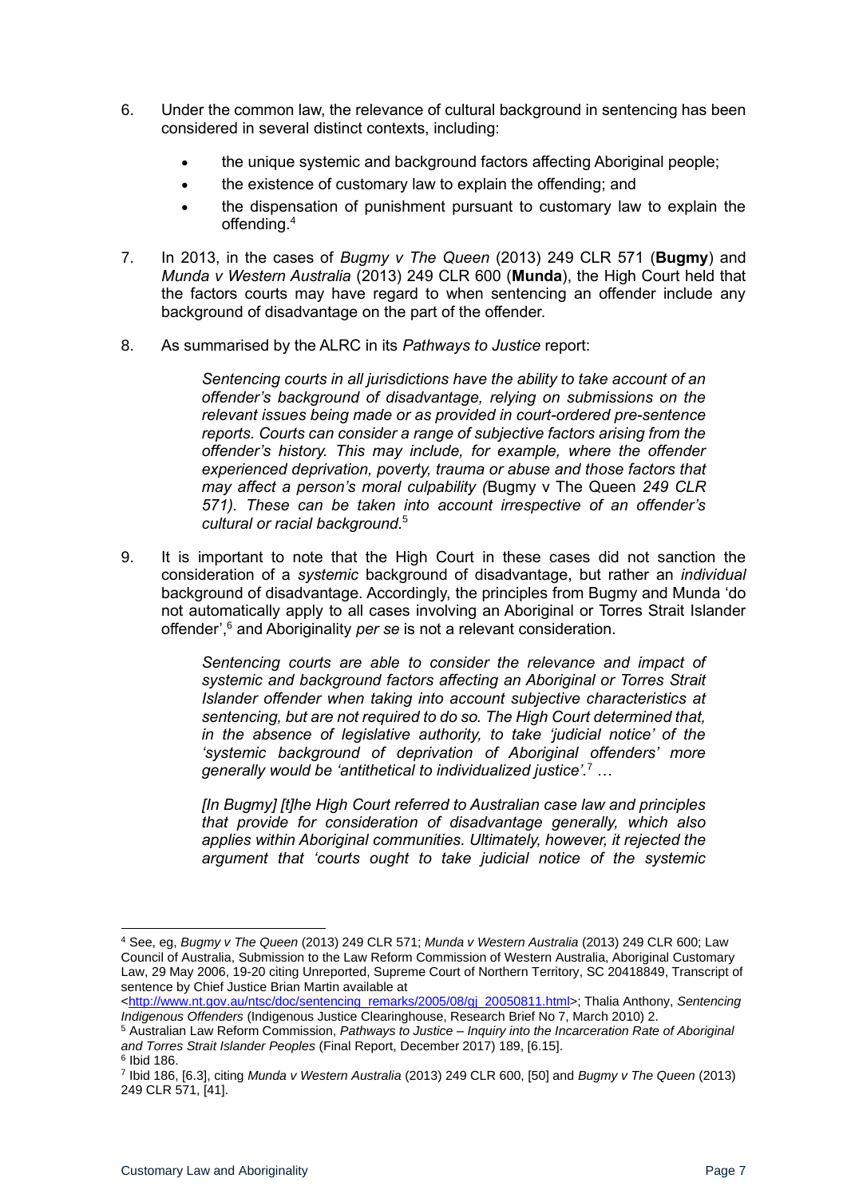6. Under the common law, the relevance of cultural background in sentencing has been considered in several distinct contexts, including:

   - the unique systemic and background factors affecting Aboriginal people;
   - the existence of customary law to explain the offending; and
   - the dispensation of punishment pursuant to customary law to explain the offending.[4]

7. In 2013, in the cases of *Bugmy v The Queen* (2013) 249 CLR 571 (**Bugmy**) and *Munda v Western Australia* (2013) 249 CLR 600 (**Munda**), the High Court held that the factors courts may have regard to when sentencing an offender include any background of disadvantage on the part of the offender.

8. As summarised by the ALRC in its *Pathways to Justice* report:

   > *Sentencing courts in all jurisdictions have the ability to take account of an offender's background of disadvantage, relying on submissions on the relevant issues being made or as provided in court-ordered pre-sentence reports. Courts can consider a range of subjective factors arising from the offender's history. This may include, for example, where the offender experienced deprivation, poverty, trauma or abuse and those factors that may affect a person's moral culpability (*Bugmy v The Queen *249 CLR 571). These can be taken into account irrespective of an offender's cultural or racial background.*[5]

9. It is important to note that the High Court in these cases did not sanction the consideration of a *systemic* background of disadvantage, but rather an *individual* background of disadvantage. Accordingly, the principles from Bugmy and Munda 'do not automatically apply to all cases involving an Aboriginal or Torres Strait Islander offender',[6] and Aboriginality *per se* is not a relevant consideration.

   > *Sentencing courts are able to consider the relevance and impact of systemic and background factors affecting an Aboriginal or Torres Strait Islander offender when taking into account subjective characteristics at sentencing, but are not required to do so. The High Court determined that, in the absence of legislative authority, to take 'judicial notice' of the 'systemic background of deprivation of Aboriginal offenders' more generally would be 'antithetical to individualized justice'.*[7] …
   >
   > *[In Bugmy] [t]he High Court referred to Australian case law and principles that provide for consideration of disadvantage generally, which also applies within Aboriginal communities. Ultimately, however, it rejected the argument that 'courts ought to take judicial notice of the systemic*

---

[4] See, eg, *Bugmy v The Queen* (2013) 249 CLR 571; *Munda v Western Australia* (2013) 249 CLR 600; Law Council of Australia, Submission to the Law Reform Commission of Western Australia, Aboriginal Customary Law, 29 May 2006, 19-20 citing Unreported, Supreme Court of Northern Territory, SC 20418849, Transcript of sentence by Chief Justice Brian Martin available at <http://www.nt.gov.au/ntsc/doc/sentencing_remarks/2005/08/gj_20050811.html>; Thalia Anthony, *Sentencing Indigenous Offenders* (Indigenous Justice Clearinghouse, Research Brief No 7, March 2010) 2.

[5] Australian Law Reform Commission, *Pathways to Justice – Inquiry into the Incarceration Rate of Aboriginal and Torres Strait Islander Peoples* (Final Report, December 2017) 189, [6.15].

[6] Ibid 186.

[7] Ibid 186, [6.3], citing *Munda v Western Australia* (2013) 249 CLR 600, [50] and *Bugmy v The Queen* (2013) 249 CLR 571, [41].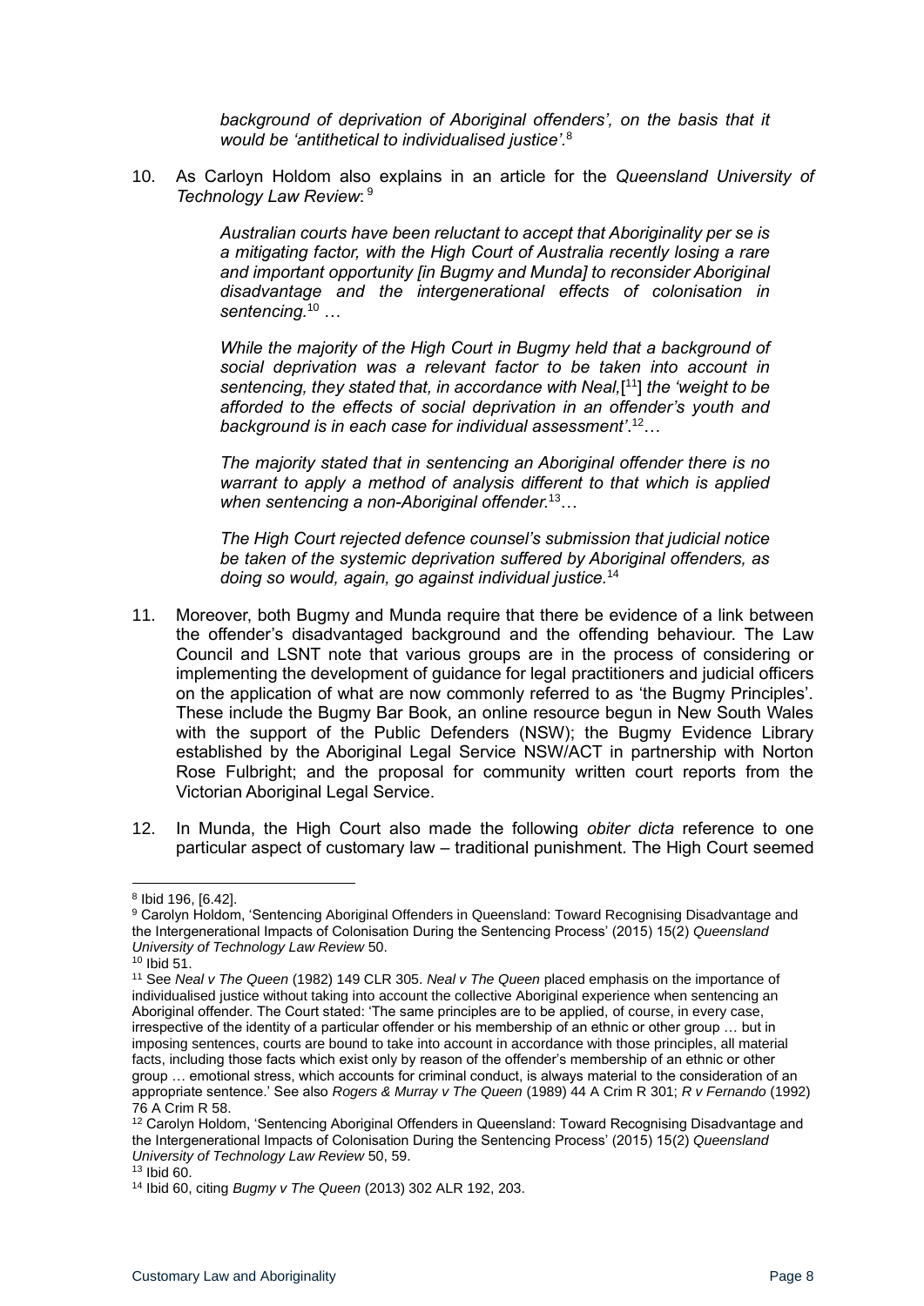*background of deprivation of Aboriginal offenders', on the basis that it would be 'antithetical to individualised justice'.*[8]

10. As Carloyn Holdom also explains in an article for the *Queensland University of Technology Law Review*: [9]

> *Australian courts have been reluctant to accept that Aboriginality per se is a mitigating factor, with the High Court of Australia recently losing a rare and important opportunity [in Bugmy and Munda] to reconsider Aboriginal disadvantage and the intergenerational effects of colonisation in sentencing.*[10] …
>
> *While the majority of the High Court in Bugmy held that a background of social deprivation was a relevant factor to be taken into account in sentencing, they stated that, in accordance with Neal,*[[11]] *the 'weight to be afforded to the effects of social deprivation in an offender's youth and background is in each case for individual assessment'.*[12]…
>
> *The majority stated that in sentencing an Aboriginal offender there is no warrant to apply a method of analysis different to that which is applied when sentencing a non-Aboriginal offender.*[13]…
>
> *The High Court rejected defence counsel's submission that judicial notice be taken of the systemic deprivation suffered by Aboriginal offenders, as doing so would, again, go against individual justice.*[14]

11. Moreover, both Bugmy and Munda require that there be evidence of a link between the offender's disadvantaged background and the offending behaviour. The Law Council and LSNT note that various groups are in the process of considering or implementing the development of guidance for legal practitioners and judicial officers on the application of what are now commonly referred to as 'the Bugmy Principles'. These include the Bugmy Bar Book, an online resource begun in New South Wales with the support of the Public Defenders (NSW); the Bugmy Evidence Library established by the Aboriginal Legal Service NSW/ACT in partnership with Norton Rose Fulbright; and the proposal for community written court reports from the Victorian Aboriginal Legal Service.

12. In Munda, the High Court also made the following *obiter dicta* reference to one particular aspect of customary law – traditional punishment. The High Court seemed

---

[8] Ibid 196, [6.42].

[9] Carolyn Holdom, 'Sentencing Aboriginal Offenders in Queensland: Toward Recognising Disadvantage and the Intergenerational Impacts of Colonisation During the Sentencing Process' (2015) 15(2) *Queensland University of Technology Law Review* 50.

[10] Ibid 51.

[11] See *Neal v The Queen* (1982) 149 CLR 305. *Neal v The Queen* placed emphasis on the importance of individualised justice without taking into account the collective Aboriginal experience when sentencing an Aboriginal offender. The Court stated: 'The same principles are to be applied, of course, in every case, irrespective of the identity of a particular offender or his membership of an ethnic or other group … but in imposing sentences, courts are bound to take into account in accordance with those principles, all material facts, including those facts which exist only by reason of the offender's membership of an ethnic or other group … emotional stress, which accounts for criminal conduct, is always material to the consideration of an appropriate sentence.' See also *Rogers & Murray v The Queen* (1989) 44 A Crim R 301; *R v Fernando* (1992) 76 A Crim R 58.

[12] Carolyn Holdom, 'Sentencing Aboriginal Offenders in Queensland: Toward Recognising Disadvantage and the Intergenerational Impacts of Colonisation During the Sentencing Process' (2015) 15(2) *Queensland University of Technology Law Review* 50, 59.

[13] Ibid 60.

[14] Ibid 60, citing *Bugmy v The Queen* (2013) 302 ALR 192, 203.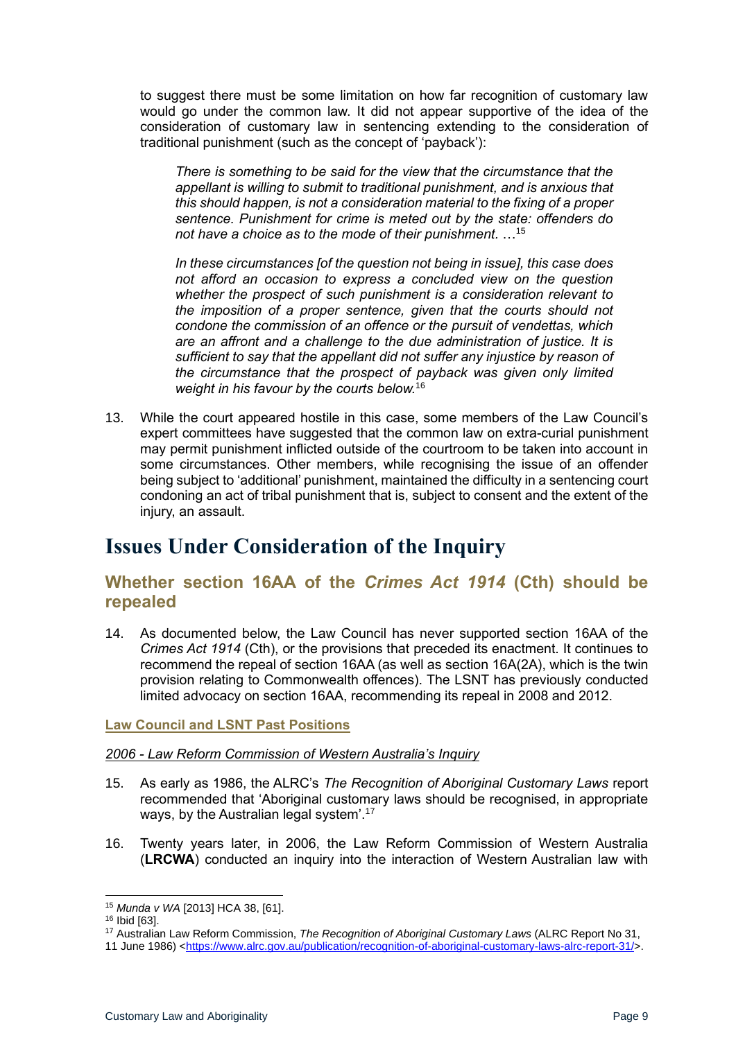to suggest there must be some limitation on how far recognition of customary law would go under the common law. It did not appear supportive of the idea of the consideration of customary law in sentencing extending to the consideration of traditional punishment (such as the concept of 'payback'):

> *There is something to be said for the view that the circumstance that the appellant is willing to submit to traditional punishment, and is anxious that this should happen, is not a consideration material to the fixing of a proper sentence. Punishment for crime is meted out by the state: offenders do not have a choice as to the mode of their punishment. …*[15]
>
> *In these circumstances [of the question not being in issue], this case does not afford an occasion to express a concluded view on the question whether the prospect of such punishment is a consideration relevant to the imposition of a proper sentence, given that the courts should not condone the commission of an offence or the pursuit of vendettas, which are an affront and a challenge to the due administration of justice. It is sufficient to say that the appellant did not suffer any injustice by reason of the circumstance that the prospect of payback was given only limited weight in his favour by the courts below.*[16]

13. While the court appeared hostile in this case, some members of the Law Council's expert committees have suggested that the common law on extra-curial punishment may permit punishment inflicted outside of the courtroom to be taken into account in some circumstances. Other members, while recognising the issue of an offender being subject to 'additional' punishment, maintained the difficulty in a sentencing court condoning an act of tribal punishment that is, subject to consent and the extent of the injury, an assault.

# Issues Under Consideration of the Inquiry

## Whether section 16AA of the *Crimes Act 1914* (Cth) should be repealed

14. As documented below, the Law Council has never supported section 16AA of the *Crimes Act 1914* (Cth), or the provisions that preceded its enactment. It continues to recommend the repeal of section 16AA (as well as section 16A(2A), which is the twin provision relating to Commonwealth offences). The LSNT has previously conducted limited advocacy on section 16AA, recommending its repeal in 2008 and 2012.

### Law Council and LSNT Past Positions

#### *2006 - Law Reform Commission of Western Australia's Inquiry*

15. As early as 1986, the ALRC's *The Recognition of Aboriginal Customary Laws* report recommended that 'Aboriginal customary laws should be recognised, in appropriate ways, by the Australian legal system'.[17]

16. Twenty years later, in 2006, the Law Reform Commission of Western Australia (**LRCWA**) conducted an inquiry into the interaction of Western Australian law with

---

[15] *Munda v WA* [2013] HCA 38, [61].

[16] Ibid [63].

[17] Australian Law Reform Commission, *The Recognition of Aboriginal Customary Laws* (ALRC Report No 31, 11 June 1986) <https://www.alrc.gov.au/publication/recognition-of-aboriginal-customary-laws-alrc-report-31/>.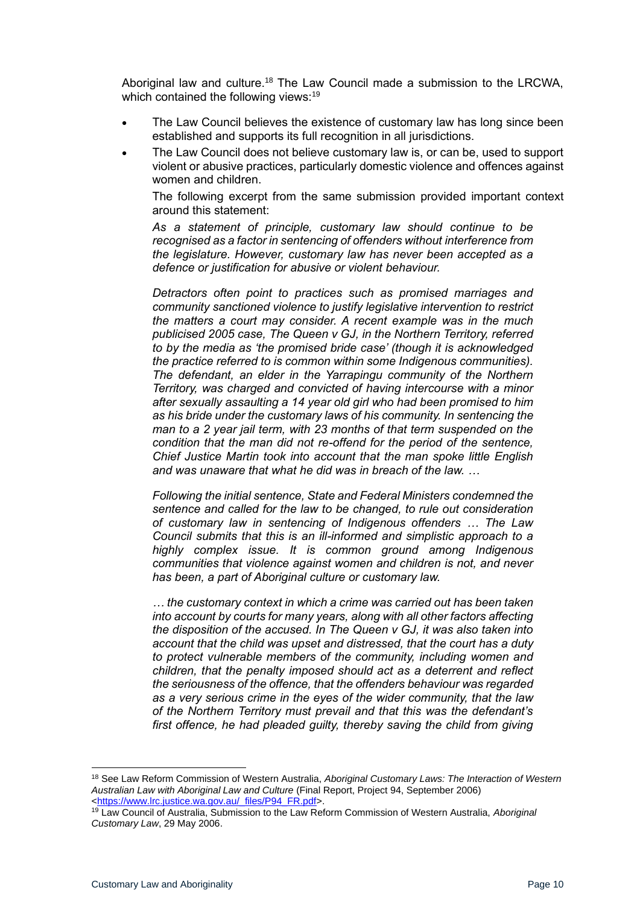Aboriginal law and culture.[18] The Law Council made a submission to the LRCWA, which contained the following views:[19]

- The Law Council believes the existence of customary law has long since been established and supports its full recognition in all jurisdictions.
- The Law Council does not believe customary law is, or can be, used to support violent or abusive practices, particularly domestic violence and offences against women and children.

  The following excerpt from the same submission provided important context around this statement:

  *As a statement of principle, customary law should continue to be recognised as a factor in sentencing of offenders without interference from the legislature. However, customary law has never been accepted as a defence or justification for abusive or violent behaviour.*

  *Detractors often point to practices such as promised marriages and community sanctioned violence to justify legislative intervention to restrict the matters a court may consider. A recent example was in the much publicised 2005 case, The Queen v GJ, in the Northern Territory, referred to by the media as 'the promised bride case' (though it is acknowledged the practice referred to is common within some Indigenous communities). The defendant, an elder in the Yarrapingu community of the Northern Territory, was charged and convicted of having intercourse with a minor after sexually assaulting a 14 year old girl who had been promised to him as his bride under the customary laws of his community. In sentencing the man to a 2 year jail term, with 23 months of that term suspended on the condition that the man did not re-offend for the period of the sentence, Chief Justice Martin took into account that the man spoke little English and was unaware that what he did was in breach of the law. …*

  *Following the initial sentence, State and Federal Ministers condemned the sentence and called for the law to be changed, to rule out consideration of customary law in sentencing of Indigenous offenders … The Law Council submits that this is an ill-informed and simplistic approach to a highly complex issue. It is common ground among Indigenous communities that violence against women and children is not, and never has been, a part of Aboriginal culture or customary law.*

  *… the customary context in which a crime was carried out has been taken into account by courts for many years, along with all other factors affecting the disposition of the accused. In The Queen v GJ, it was also taken into account that the child was upset and distressed, that the court has a duty to protect vulnerable members of the community, including women and children, that the penalty imposed should act as a deterrent and reflect the seriousness of the offence, that the offenders behaviour was regarded as a very serious crime in the eyes of the wider community, that the law of the Northern Territory must prevail and that this was the defendant's first offence, he had pleaded guilty, thereby saving the child from giving*

---

[18] See Law Reform Commission of Western Australia, *Aboriginal Customary Laws: The Interaction of Western Australian Law with Aboriginal Law and Culture* (Final Report, Project 94, September 2006) <https://www.lrc.justice.wa.gov.au/_files/P94_FR.pdf>.

[19] Law Council of Australia, Submission to the Law Reform Commission of Western Australia, *Aboriginal Customary Law*, 29 May 2006.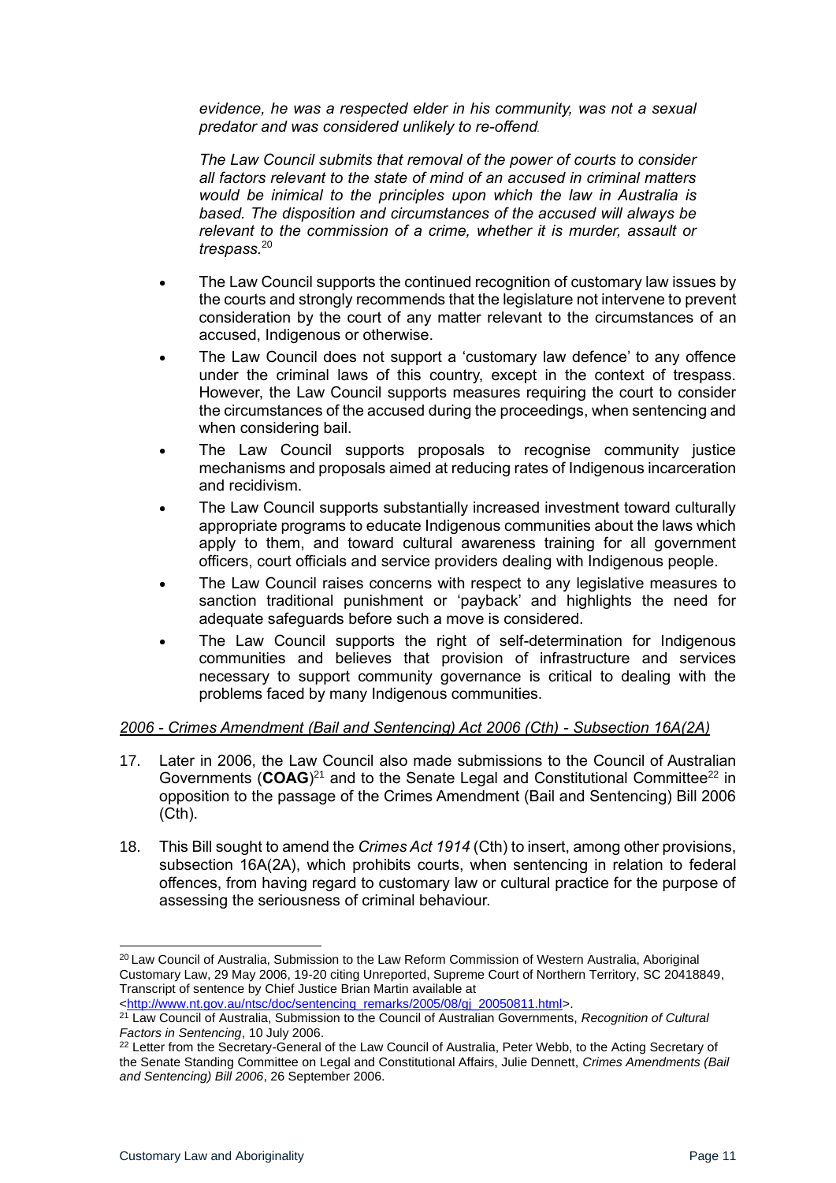*evidence, he was a respected elder in his community, was not a sexual predator and was considered unlikely to re-offend.*

*The Law Council submits that removal of the power of courts to consider all factors relevant to the state of mind of an accused in criminal matters would be inimical to the principles upon which the law in Australia is based. The disposition and circumstances of the accused will always be relevant to the commission of a crime, whether it is murder, assault or trespass.*[20]

- The Law Council supports the continued recognition of customary law issues by the courts and strongly recommends that the legislature not intervene to prevent consideration by the court of any matter relevant to the circumstances of an accused, Indigenous or otherwise.
- The Law Council does not support a 'customary law defence' to any offence under the criminal laws of this country, except in the context of trespass. However, the Law Council supports measures requiring the court to consider the circumstances of the accused during the proceedings, when sentencing and when considering bail.
- The Law Council supports proposals to recognise community justice mechanisms and proposals aimed at reducing rates of Indigenous incarceration and recidivism.
- The Law Council supports substantially increased investment toward culturally appropriate programs to educate Indigenous communities about the laws which apply to them, and toward cultural awareness training for all government officers, court officials and service providers dealing with Indigenous people.
- The Law Council raises concerns with respect to any legislative measures to sanction traditional punishment or 'payback' and highlights the need for adequate safeguards before such a move is considered.
- The Law Council supports the right of self-determination for Indigenous communities and believes that provision of infrastructure and services necessary to support community governance is critical to dealing with the problems faced by many Indigenous communities.

*2006 - Crimes Amendment (Bail and Sentencing) Act 2006 (Cth) - Subsection 16A(2A)*

17. Later in 2006, the Law Council also made submissions to the Council of Australian Governments (**COAG**)[21] and to the Senate Legal and Constitutional Committee[22] in opposition to the passage of the Crimes Amendment (Bail and Sentencing) Bill 2006 (Cth).

18. This Bill sought to amend the *Crimes Act 1914* (Cth) to insert, among other provisions, subsection 16A(2A), which prohibits courts, when sentencing in relation to federal offences, from having regard to customary law or cultural practice for the purpose of assessing the seriousness of criminal behaviour.

---

[20] Law Council of Australia, Submission to the Law Reform Commission of Western Australia, Aboriginal Customary Law, 29 May 2006, 19-20 citing Unreported, Supreme Court of Northern Territory, SC 20418849, Transcript of sentence by Chief Justice Brian Martin available at <http://www.nt.gov.au/ntsc/doc/sentencing_remarks/2005/08/qj_20050811.html>.

[21] Law Council of Australia, Submission to the Council of Australian Governments, *Recognition of Cultural Factors in Sentencing*, 10 July 2006.

[22] Letter from the Secretary-General of the Law Council of Australia, Peter Webb, to the Acting Secretary of the Senate Standing Committee on Legal and Constitutional Affairs, Julie Dennett, *Crimes Amendments (Bail and Sentencing) Bill 2006*, 26 September 2006.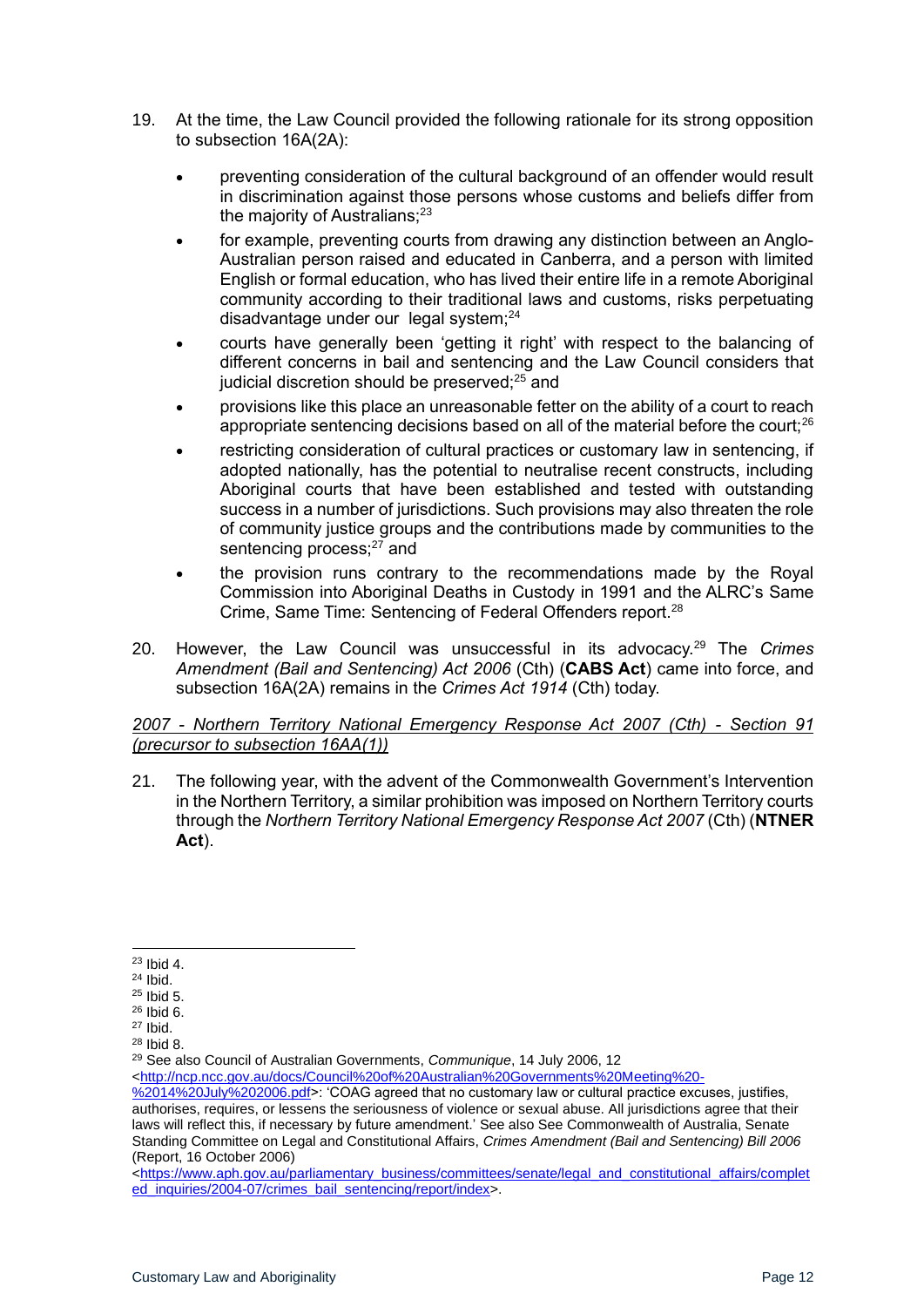19. At the time, the Law Council provided the following rationale for its strong opposition to subsection 16A(2A):

   - preventing consideration of the cultural background of an offender would result in discrimination against those persons whose customs and beliefs differ from the majority of Australians;[23]
   - for example, preventing courts from drawing any distinction between an Anglo-Australian person raised and educated in Canberra, and a person with limited English or formal education, who has lived their entire life in a remote Aboriginal community according to their traditional laws and customs, risks perpetuating disadvantage under our legal system;[24]
   - courts have generally been 'getting it right' with respect to the balancing of different concerns in bail and sentencing and the Law Council considers that judicial discretion should be preserved;[25] and
   - provisions like this place an unreasonable fetter on the ability of a court to reach appropriate sentencing decisions based on all of the material before the court;[26]
   - restricting consideration of cultural practices or customary law in sentencing, if adopted nationally, has the potential to neutralise recent constructs, including Aboriginal courts that have been established and tested with outstanding success in a number of jurisdictions. Such provisions may also threaten the role of community justice groups and the contributions made by communities to the sentencing process;[27] and
   - the provision runs contrary to the recommendations made by the Royal Commission into Aboriginal Deaths in Custody in 1991 and the ALRC's Same Crime, Same Time: Sentencing of Federal Offenders report.[28]

20. However, the Law Council was unsuccessful in its advocacy.[29] The *Crimes Amendment (Bail and Sentencing) Act 2006* (Cth) (**CABS Act**) came into force, and subsection 16A(2A) remains in the *Crimes Act 1914* (Cth) today.

*<u>2007 - Northern Territory National Emergency Response Act 2007 (Cth) - Section 91 (precursor to subsection 16AA(1))</u>*

21. The following year, with the advent of the Commonwealth Government's Intervention in the Northern Territory, a similar prohibition was imposed on Northern Territory courts through the *Northern Territory National Emergency Response Act 2007* (Cth) (**NTNER Act**).

---

[23] Ibid 4.

[24] Ibid.

[25] Ibid 5.

[26] Ibid 6.

[27] Ibid.

[28] Ibid 8.

[29] See also Council of Australian Governments, *Communique*, 14 July 2006, 12 <http://ncp.ncc.gov.au/docs/Council%20of%20Australian%20Governments%20Meeting%20-%2014%20July%202006.pdf>: 'COAG agreed that no customary law or cultural practice excuses, justifies, authorises, requires, or lessens the seriousness of violence or sexual abuse. All jurisdictions agree that their laws will reflect this, if necessary by future amendment.' See also See Commonwealth of Australia, Senate Standing Committee on Legal and Constitutional Affairs, *Crimes Amendment (Bail and Sentencing) Bill 2006* (Report, 16 October 2006) <https://www.aph.gov.au/parliamentary_business/committees/senate/legal_and_constitutional_affairs/completed_inquiries/2004-07/crimes_bail_sentencing/report/index>.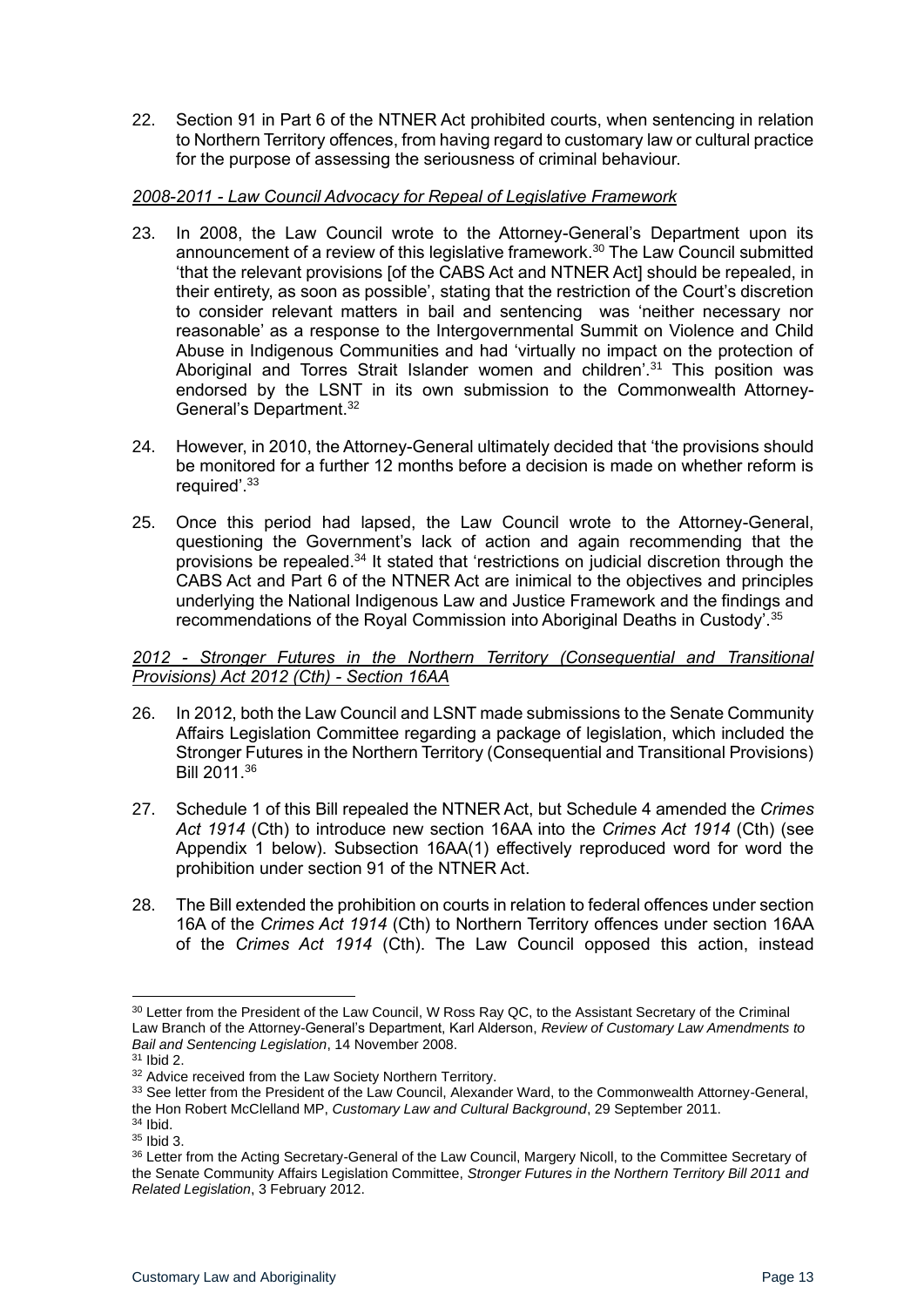22. Section 91 in Part 6 of the NTNER Act prohibited courts, when sentencing in relation to Northern Territory offences, from having regard to customary law or cultural practice for the purpose of assessing the seriousness of criminal behaviour.

*2008-2011 - Law Council Advocacy for Repeal of Legislative Framework*

23. In 2008, the Law Council wrote to the Attorney-General's Department upon its announcement of a review of this legislative framework.[30] The Law Council submitted 'that the relevant provisions [of the CABS Act and NTNER Act] should be repealed, in their entirety, as soon as possible', stating that the restriction of the Court's discretion to consider relevant matters in bail and sentencing was 'neither necessary nor reasonable' as a response to the Intergovernmental Summit on Violence and Child Abuse in Indigenous Communities and had 'virtually no impact on the protection of Aboriginal and Torres Strait Islander women and children'.[31] This position was endorsed by the LSNT in its own submission to the Commonwealth Attorney-General's Department.[32]

24. However, in 2010, the Attorney-General ultimately decided that 'the provisions should be monitored for a further 12 months before a decision is made on whether reform is required'.[33]

25. Once this period had lapsed, the Law Council wrote to the Attorney-General, questioning the Government's lack of action and again recommending that the provisions be repealed.[34] It stated that 'restrictions on judicial discretion through the CABS Act and Part 6 of the NTNER Act are inimical to the objectives and principles underlying the National Indigenous Law and Justice Framework and the findings and recommendations of the Royal Commission into Aboriginal Deaths in Custody'.[35]

*2012 - Stronger Futures in the Northern Territory (Consequential and Transitional Provisions) Act 2012 (Cth) - Section 16AA*

26. In 2012, both the Law Council and LSNT made submissions to the Senate Community Affairs Legislation Committee regarding a package of legislation, which included the Stronger Futures in the Northern Territory (Consequential and Transitional Provisions) Bill 2011.[36]

27. Schedule 1 of this Bill repealed the NTNER Act, but Schedule 4 amended the *Crimes Act 1914* (Cth) to introduce new section 16AA into the *Crimes Act 1914* (Cth) (see Appendix 1 below). Subsection 16AA(1) effectively reproduced word for word the prohibition under section 91 of the NTNER Act.

28. The Bill extended the prohibition on courts in relation to federal offences under section 16A of the *Crimes Act 1914* (Cth) to Northern Territory offences under section 16AA of the *Crimes Act 1914* (Cth). The Law Council opposed this action, instead

[30] Letter from the President of the Law Council, W Ross Ray QC, to the Assistant Secretary of the Criminal Law Branch of the Attorney-General's Department, Karl Alderson, *Review of Customary Law Amendments to Bail and Sentencing Legislation*, 14 November 2008.
[31] Ibid 2.
[32] Advice received from the Law Society Northern Territory.
[33] See letter from the President of the Law Council, Alexander Ward, to the Commonwealth Attorney-General, the Hon Robert McClelland MP, *Customary Law and Cultural Background*, 29 September 2011.
[34] Ibid.
[35] Ibid 3.
[36] Letter from the Acting Secretary-General of the Law Council, Margery Nicoll, to the Committee Secretary of the Senate Community Affairs Legislation Committee, *Stronger Futures in the Northern Territory Bill 2011 and Related Legislation*, 3 February 2012.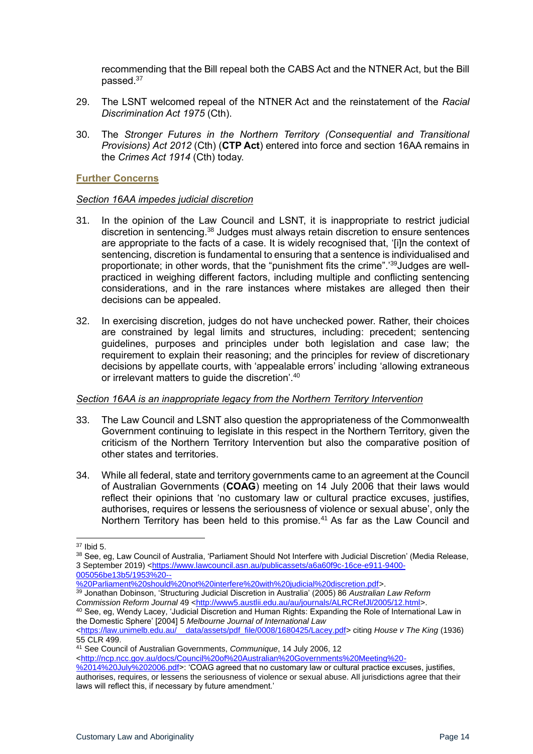recommending that the Bill repeal both the CABS Act and the NTNER Act, but the Bill passed.[37]

29. The LSNT welcomed repeal of the NTNER Act and the reinstatement of the *Racial Discrimination Act 1975* (Cth).

30. The *Stronger Futures in the Northern Territory (Consequential and Transitional Provisions) Act 2012* (Cth) (**CTP Act**) entered into force and section 16AA remains in the *Crimes Act 1914* (Cth) today.

## Further Concerns

### *Section 16AA impedes judicial discretion*

31. In the opinion of the Law Council and LSNT, it is inappropriate to restrict judicial discretion in sentencing.[38] Judges must always retain discretion to ensure sentences are appropriate to the facts of a case. It is widely recognised that, '[i]n the context of sentencing, discretion is fundamental to ensuring that a sentence is individualised and proportionate; in other words, that the "punishment fits the crime".'[39] Judges are well-practiced in weighing different factors, including multiple and conflicting sentencing considerations, and in the rare instances where mistakes are alleged then their decisions can be appealed.

32. In exercising discretion, judges do not have unchecked power. Rather, their choices are constrained by legal limits and structures, including: precedent; sentencing guidelines, purposes and principles under both legislation and case law; the requirement to explain their reasoning; and the principles for review of discretionary decisions by appellate courts, with 'appealable errors' including 'allowing extraneous or irrelevant matters to guide the discretion'.[40]

### *Section 16AA is an inappropriate legacy from the Northern Territory Intervention*

33. The Law Council and LSNT also question the appropriateness of the Commonwealth Government continuing to legislate in this respect in the Northern Territory, given the criticism of the Northern Territory Intervention but also the comparative position of other states and territories.

34. While all federal, state and territory governments came to an agreement at the Council of Australian Governments (**COAG**) meeting on 14 July 2006 that their laws would reflect their opinions that 'no customary law or cultural practice excuses, justifies, authorises, requires or lessens the seriousness of violence or sexual abuse', only the Northern Territory has been held to this promise.[41] As far as the Law Council and

---

[37] Ibid 5.

[38] See, eg, Law Council of Australia, 'Parliament Should Not Interfere with Judicial Discretion' (Media Release, 3 September 2019) <https://www.lawcouncil.asn.au/publicassets/a6a60f9c-16ce-e911-9400-005056be13b5/1953%20--%20Parliament%20should%20not%20interfere%20with%20judicial%20discretion.pdf>.

[39] Jonathan Dobinson, 'Structuring Judicial Discretion in Australia' (2005) 86 *Australian Law Reform Commission Reform Journal* 49 <http://www5.austlii.edu.au/au/journals/ALRCRefJl/2005/12.html>.

[40] See, eg, Wendy Lacey, 'Judicial Discretion and Human Rights: Expanding the Role of International Law in the Domestic Sphere' [2004] 5 *Melbourne Journal of International Law* <https://law.unimelb.edu.au/__data/assets/pdf_file/0008/1680425/Lacey.pdf> citing *House v The King* (1936) 55 CLR 499.

[41] See Council of Australian Governments, *Communique*, 14 July 2006, 12 <http://ncp.ncc.gov.au/docs/Council%20of%20Australian%20Governments%20Meeting%20-%2014%20July%202006.pdf>: 'COAG agreed that no customary law or cultural practice excuses, justifies, authorises, requires, or lessens the seriousness of violence or sexual abuse. All jurisdictions agree that their laws will reflect this, if necessary by future amendment.'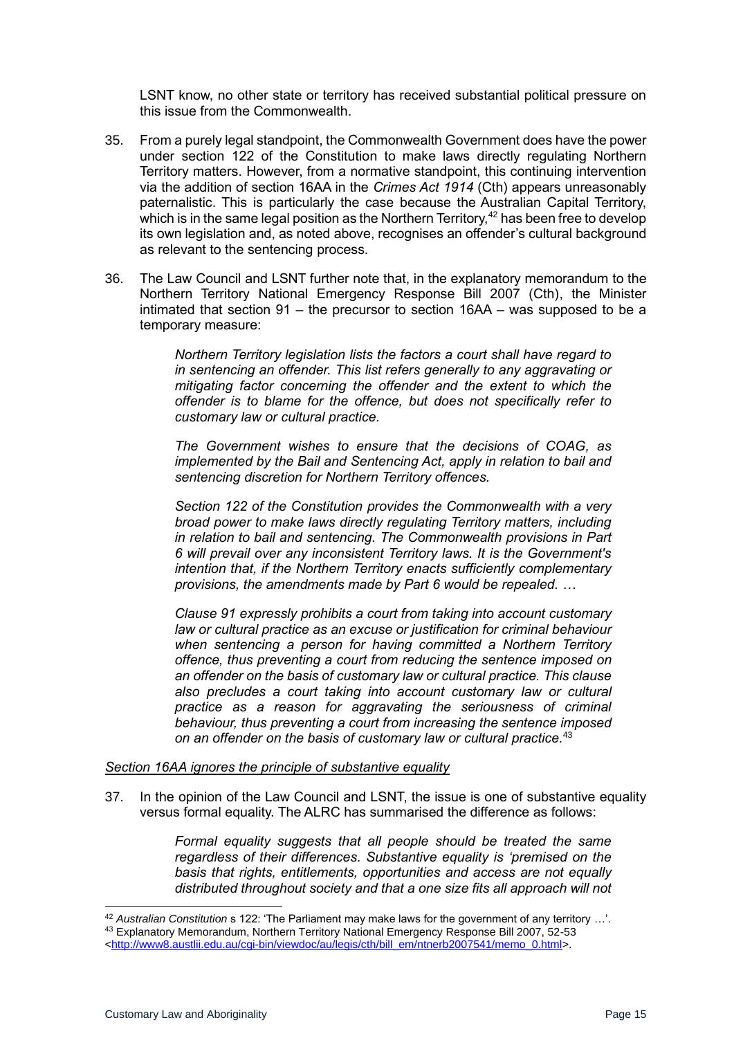LSNT know, no other state or territory has received substantial political pressure on this issue from the Commonwealth.

35. From a purely legal standpoint, the Commonwealth Government does have the power under section 122 of the Constitution to make laws directly regulating Northern Territory matters. However, from a normative standpoint, this continuing intervention via the addition of section 16AA in the *Crimes Act 1914* (Cth) appears unreasonably paternalistic. This is particularly the case because the Australian Capital Territory, which is in the same legal position as the Northern Territory,[42] has been free to develop its own legislation and, as noted above, recognises an offender's cultural background as relevant to the sentencing process.

36. The Law Council and LSNT further note that, in the explanatory memorandum to the Northern Territory National Emergency Response Bill 2007 (Cth), the Minister intimated that section 91 – the precursor to section 16AA – was supposed to be a temporary measure:

> *Northern Territory legislation lists the factors a court shall have regard to in sentencing an offender. This list refers generally to any aggravating or mitigating factor concerning the offender and the extent to which the offender is to blame for the offence, but does not specifically refer to customary law or cultural practice.*
>
> *The Government wishes to ensure that the decisions of COAG, as implemented by the Bail and Sentencing Act, apply in relation to bail and sentencing discretion for Northern Territory offences.*
>
> *Section 122 of the Constitution provides the Commonwealth with a very broad power to make laws directly regulating Territory matters, including in relation to bail and sentencing. The Commonwealth provisions in Part 6 will prevail over any inconsistent Territory laws. It is the Government's intention that, if the Northern Territory enacts sufficiently complementary provisions, the amendments made by Part 6 would be repealed. …*
>
> *Clause 91 expressly prohibits a court from taking into account customary law or cultural practice as an excuse or justification for criminal behaviour when sentencing a person for having committed a Northern Territory offence, thus preventing a court from reducing the sentence imposed on an offender on the basis of customary law or cultural practice. This clause also precludes a court taking into account customary law or cultural practice as a reason for aggravating the seriousness of criminal behaviour, thus preventing a court from increasing the sentence imposed on an offender on the basis of customary law or cultural practice.*[43]

*Section 16AA ignores the principle of substantive equality*

37. In the opinion of the Law Council and LSNT, the issue is one of substantive equality versus formal equality. The ALRC has summarised the difference as follows:

> *Formal equality suggests that all people should be treated the same regardless of their differences. Substantive equality is 'premised on the basis that rights, entitlements, opportunities and access are not equally distributed throughout society and that a one size fits all approach will not*

---

[42] *Australian Constitution* s 122: 'The Parliament may make laws for the government of any territory …'.

[43] Explanatory Memorandum, Northern Territory National Emergency Response Bill 2007, 52-53 <http://www8.austlii.edu.au/cgi-bin/viewdoc/au/legis/cth/bill_em/ntnerb2007541/memo_0.html>.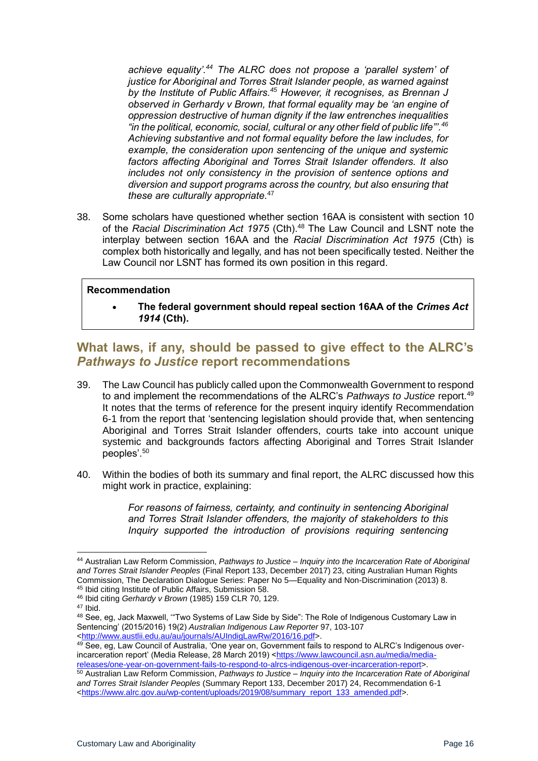> *achieve equality'.*[44] *The ALRC does not propose a 'parallel system' of justice for Aboriginal and Torres Strait Islander people, as warned against by the Institute of Public Affairs.*[45] *However, it recognises, as Brennan J observed in Gerhardy v Brown, that formal equality may be 'an engine of oppression destructive of human dignity if the law entrenches inequalities "in the political, economic, social, cultural or any other field of public life"'.*[46] *Achieving substantive and not formal equality before the law includes, for example, the consideration upon sentencing of the unique and systemic factors affecting Aboriginal and Torres Strait Islander offenders. It also includes not only consistency in the provision of sentence options and diversion and support programs across the country, but also ensuring that these are culturally appropriate.*[47]

38. Some scholars have questioned whether section 16AA is consistent with section 10 of the *Racial Discrimination Act 1975* (Cth).[48] The Law Council and LSNT note the interplay between section 16AA and the *Racial Discrimination Act 1975* (Cth) is complex both historically and legally, and has not been specifically tested. Neither the Law Council nor LSNT has formed its own position in this regard.

**Recommendation**

- **The federal government should repeal section 16AA of the *Crimes Act 1914* (Cth).**

## What laws, if any, should be passed to give effect to the ALRC's *Pathways to Justice* report recommendations

39. The Law Council has publicly called upon the Commonwealth Government to respond to and implement the recommendations of the ALRC's *Pathways to Justice* report.[49] It notes that the terms of reference for the present inquiry identify Recommendation 6-1 from the report that 'sentencing legislation should provide that, when sentencing Aboriginal and Torres Strait Islander offenders, courts take into account unique systemic and backgrounds factors affecting Aboriginal and Torres Strait Islander peoples'.[50]

40. Within the bodies of both its summary and final report, the ALRC discussed how this might work in practice, explaining:

> *For reasons of fairness, certainty, and continuity in sentencing Aboriginal and Torres Strait Islander offenders, the majority of stakeholders to this Inquiry supported the introduction of provisions requiring sentencing*

---

[44] Australian Law Reform Commission, *Pathways to Justice – Inquiry into the Incarceration Rate of Aboriginal and Torres Strait Islander Peoples* (Final Report 133, December 2017) 23, citing Australian Human Rights Commission, The Declaration Dialogue Series: Paper No 5—Equality and Non-Discrimination (2013) 8.

[45] Ibid citing Institute of Public Affairs, Submission 58.

[46] Ibid citing *Gerhardy v Brown* (1985) 159 CLR 70, 129.

[47] Ibid.

[48] See, eg, Jack Maxwell, '"Two Systems of Law Side by Side": The Role of Indigenous Customary Law in Sentencing' (2015/2016) 19(2) *Australian Indigenous Law Reporter* 97, 103-107 <http://www.austlii.edu.au/au/journals/AUIndigLawRw/2016/16.pdf>.

[49] See, eg, Law Council of Australia, 'One year on, Government fails to respond to ALRC's Indigenous over-incarceration report' (Media Release, 28 March 2019) <https://www.lawcouncil.asn.au/media/media-releases/one-year-on-government-fails-to-respond-to-alrcs-indigenous-over-incarceration-report>.

[50] Australian Law Reform Commission, *Pathways to Justice – Inquiry into the Incarceration Rate of Aboriginal and Torres Strait Islander Peoples* (Summary Report 133, December 2017) 24, Recommendation 6-1 <https://www.alrc.gov.au/wp-content/uploads/2019/08/summary_report_133_amended.pdf>.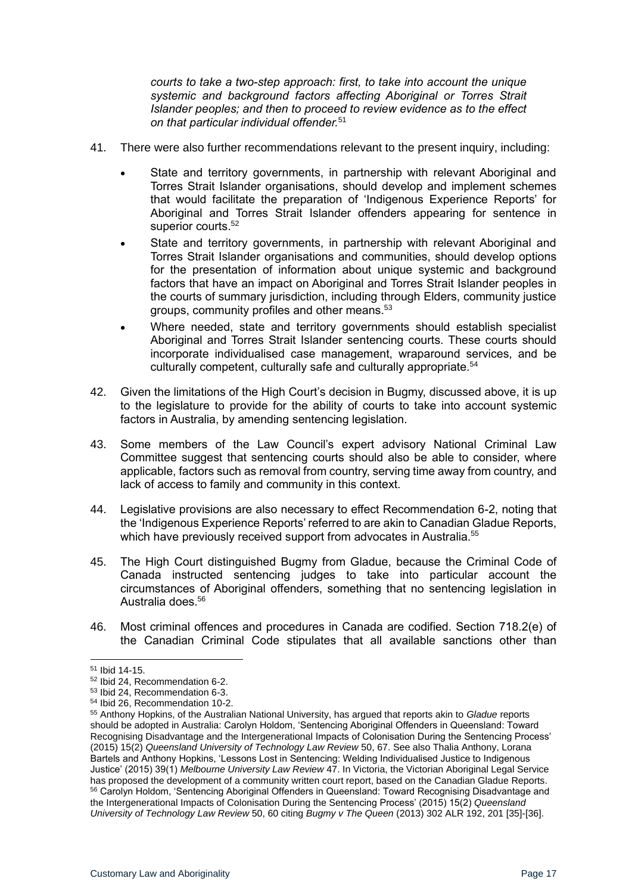> *courts to take a two-step approach: first, to take into account the unique systemic and background factors affecting Aboriginal or Torres Strait Islander peoples; and then to proceed to review evidence as to the effect on that particular individual offender.*[51]

41. There were also further recommendations relevant to the present inquiry, including:

    - State and territory governments, in partnership with relevant Aboriginal and Torres Strait Islander organisations, should develop and implement schemes that would facilitate the preparation of 'Indigenous Experience Reports' for Aboriginal and Torres Strait Islander offenders appearing for sentence in superior courts.[52]
    - State and territory governments, in partnership with relevant Aboriginal and Torres Strait Islander organisations and communities, should develop options for the presentation of information about unique systemic and background factors that have an impact on Aboriginal and Torres Strait Islander peoples in the courts of summary jurisdiction, including through Elders, community justice groups, community profiles and other means.[53]
    - Where needed, state and territory governments should establish specialist Aboriginal and Torres Strait Islander sentencing courts. These courts should incorporate individualised case management, wraparound services, and be culturally competent, culturally safe and culturally appropriate.[54]

42. Given the limitations of the High Court's decision in Bugmy, discussed above, it is up to the legislature to provide for the ability of courts to take into account systemic factors in Australia, by amending sentencing legislation.

43. Some members of the Law Council's expert advisory National Criminal Law Committee suggest that sentencing courts should also be able to consider, where applicable, factors such as removal from country, serving time away from country, and lack of access to family and community in this context.

44. Legislative provisions are also necessary to effect Recommendation 6-2, noting that the 'Indigenous Experience Reports' referred to are akin to Canadian Gladue Reports, which have previously received support from advocates in Australia.[55]

45. The High Court distinguished Bugmy from Gladue, because the Criminal Code of Canada instructed sentencing judges to take into particular account the circumstances of Aboriginal offenders, something that no sentencing legislation in Australia does.[56]

46. Most criminal offences and procedures in Canada are codified. Section 718.2(e) of the Canadian Criminal Code stipulates that all available sanctions other than

---

[51] Ibid 14-15.

[52] Ibid 24, Recommendation 6-2.

[53] Ibid 24, Recommendation 6-3.

[54] Ibid 26, Recommendation 10-2.

[55] Anthony Hopkins, of the Australian National University, has argued that reports akin to *Gladue* reports should be adopted in Australia: Carolyn Holdom, 'Sentencing Aboriginal Offenders in Queensland: Toward Recognising Disadvantage and the Intergenerational Impacts of Colonisation During the Sentencing Process' (2015) 15(2) *Queensland University of Technology Law Review* 50, 67. See also Thalia Anthony, Lorana Bartels and Anthony Hopkins, 'Lessons Lost in Sentencing: Welding Individualised Justice to Indigenous Justice' (2015) 39(1) *Melbourne University Law Review* 47. In Victoria, the Victorian Aboriginal Legal Service has proposed the development of a community written court report, based on the Canadian Gladue Reports.

[56] Carolyn Holdom, 'Sentencing Aboriginal Offenders in Queensland: Toward Recognising Disadvantage and the Intergenerational Impacts of Colonisation During the Sentencing Process' (2015) 15(2) *Queensland University of Technology Law Review* 50, 60 citing *Bugmy v The Queen* (2013) 302 ALR 192, 201 [35]-[36].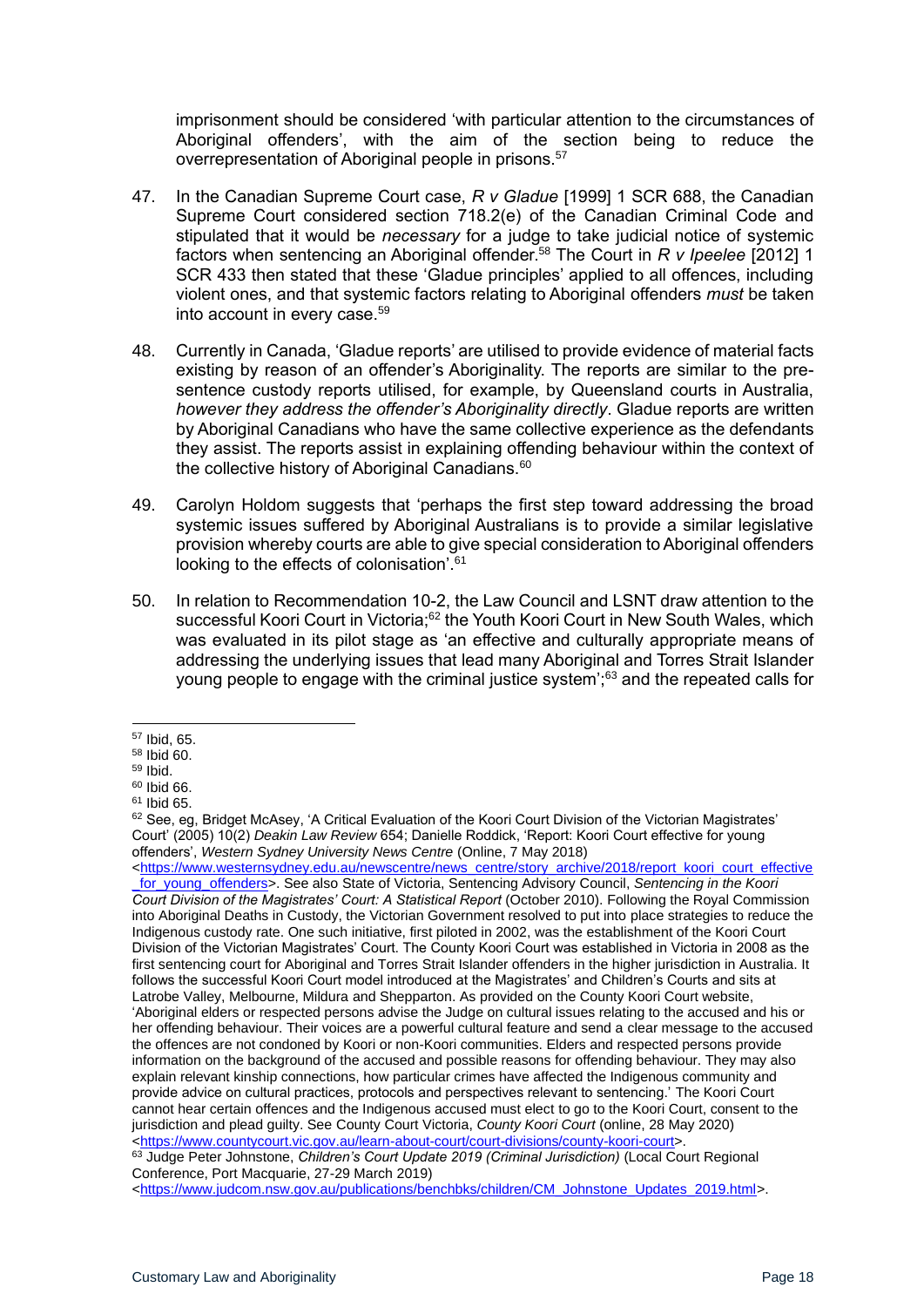imprisonment should be considered 'with particular attention to the circumstances of Aboriginal offenders', with the aim of the section being to reduce the overrepresentation of Aboriginal people in prisons.[57]

47. In the Canadian Supreme Court case, *R v Gladue* [1999] 1 SCR 688, the Canadian Supreme Court considered section 718.2(e) of the Canadian Criminal Code and stipulated that it would be *necessary* for a judge to take judicial notice of systemic factors when sentencing an Aboriginal offender.[58] The Court in *R v Ipeelee* [2012] 1 SCR 433 then stated that these 'Gladue principles' applied to all offences, including violent ones, and that systemic factors relating to Aboriginal offenders *must* be taken into account in every case.[59]

48. Currently in Canada, 'Gladue reports' are utilised to provide evidence of material facts existing by reason of an offender's Aboriginality. The reports are similar to the pre-sentence custody reports utilised, for example, by Queensland courts in Australia, *however they address the offender's Aboriginality directly*. Gladue reports are written by Aboriginal Canadians who have the same collective experience as the defendants they assist. The reports assist in explaining offending behaviour within the context of the collective history of Aboriginal Canadians.[60]

49. Carolyn Holdom suggests that 'perhaps the first step toward addressing the broad systemic issues suffered by Aboriginal Australians is to provide a similar legislative provision whereby courts are able to give special consideration to Aboriginal offenders looking to the effects of colonisation'.[61]

50. In relation to Recommendation 10-2, the Law Council and LSNT draw attention to the successful Koori Court in Victoria;[62] the Youth Koori Court in New South Wales, which was evaluated in its pilot stage as 'an effective and culturally appropriate means of addressing the underlying issues that lead many Aboriginal and Torres Strait Islander young people to engage with the criminal justice system';[63] and the repeated calls for

---

[57] Ibid, 65.

[58] Ibid 60.

[59] Ibid.

[60] Ibid 66.

[61] Ibid 65.

[62] See, eg, Bridget McAsey, 'A Critical Evaluation of the Koori Court Division of the Victorian Magistrates' Court' (2005) 10(2) *Deakin Law Review* 654; Danielle Roddick, 'Report: Koori Court effective for young offenders', *Western Sydney University News Centre* (Online, 7 May 2018) <https://www.westernsydney.edu.au/newscentre/news_centre/story_archive/2018/report_koori_court_effective_for_young_offenders>. See also State of Victoria, Sentencing Advisory Council, *Sentencing in the Koori Court Division of the Magistrates' Court: A Statistical Report* (October 2010). Following the Royal Commission into Aboriginal Deaths in Custody, the Victorian Government resolved to put into place strategies to reduce the Indigenous custody rate. One such initiative, first piloted in 2002, was the establishment of the Koori Court Division of the Victorian Magistrates' Court. The County Koori Court was established in Victoria in 2008 as the first sentencing court for Aboriginal and Torres Strait Islander offenders in the higher jurisdiction in Australia. It follows the successful Koori Court model introduced at the Magistrates' and Children's Courts and sits at Latrobe Valley, Melbourne, Mildura and Shepparton. As provided on the County Koori Court website, 'Aboriginal elders or respected persons advise the Judge on cultural issues relating to the accused and his or her offending behaviour. Their voices are a powerful cultural feature and send a clear message to the accused the offences are not condoned by Koori or non-Koori communities. Elders and respected persons provide information on the background of the accused and possible reasons for offending behaviour. They may also explain relevant kinship connections, how particular crimes have affected the Indigenous community and provide advice on cultural practices, protocols and perspectives relevant to sentencing.' The Koori Court cannot hear certain offences and the Indigenous accused must elect to go to the Koori Court, consent to the jurisdiction and plead guilty. See County Court Victoria, *County Koori Court* (online, 28 May 2020) <https://www.countycourt.vic.gov.au/learn-about-court/court-divisions/county-koori-court>.

[63] Judge Peter Johnstone, *Children's Court Update 2019 (Criminal Jurisdiction)* (Local Court Regional Conference, Port Macquarie, 27-29 March 2019) <https://www.judcom.nsw.gov.au/publications/benchbks/children/CM_Johnstone_Updates_2019.html>.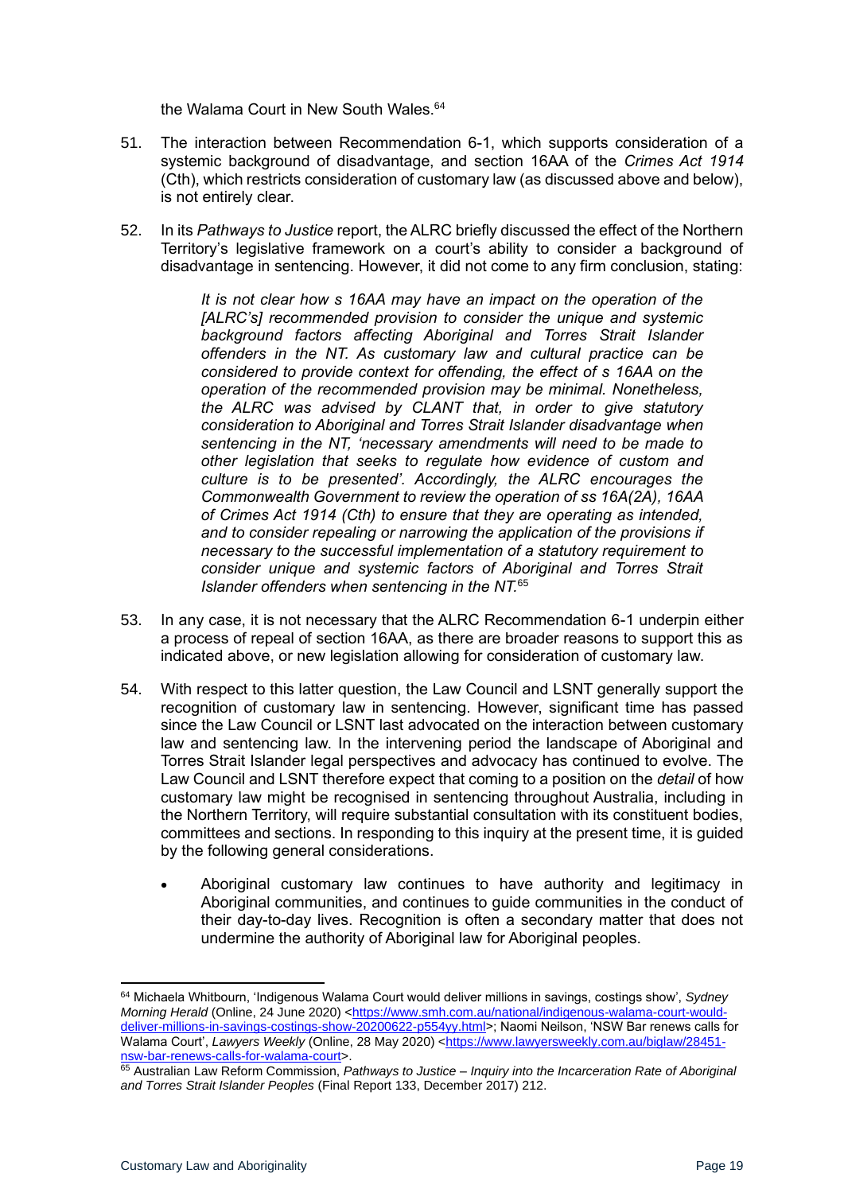the Walama Court in New South Wales.[64]

51. The interaction between Recommendation 6-1, which supports consideration of a systemic background of disadvantage, and section 16AA of the *Crimes Act 1914* (Cth), which restricts consideration of customary law (as discussed above and below), is not entirely clear.

52. In its *Pathways to Justice* report, the ALRC briefly discussed the effect of the Northern Territory's legislative framework on a court's ability to consider a background of disadvantage in sentencing. However, it did not come to any firm conclusion, stating:

> *It is not clear how s 16AA may have an impact on the operation of the [ALRC's] recommended provision to consider the unique and systemic background factors affecting Aboriginal and Torres Strait Islander offenders in the NT. As customary law and cultural practice can be considered to provide context for offending, the effect of s 16AA on the operation of the recommended provision may be minimal. Nonetheless, the ALRC was advised by CLANT that, in order to give statutory consideration to Aboriginal and Torres Strait Islander disadvantage when sentencing in the NT, 'necessary amendments will need to be made to other legislation that seeks to regulate how evidence of custom and culture is to be presented'. Accordingly, the ALRC encourages the Commonwealth Government to review the operation of ss 16A(2A), 16AA of Crimes Act 1914 (Cth) to ensure that they are operating as intended, and to consider repealing or narrowing the application of the provisions if necessary to the successful implementation of a statutory requirement to consider unique and systemic factors of Aboriginal and Torres Strait Islander offenders when sentencing in the NT.*[65]

53. In any case, it is not necessary that the ALRC Recommendation 6-1 underpin either a process of repeal of section 16AA, as there are broader reasons to support this as indicated above, or new legislation allowing for consideration of customary law.

54. With respect to this latter question, the Law Council and LSNT generally support the recognition of customary law in sentencing. However, significant time has passed since the Law Council or LSNT last advocated on the interaction between customary law and sentencing law. In the intervening period the landscape of Aboriginal and Torres Strait Islander legal perspectives and advocacy has continued to evolve. The Law Council and LSNT therefore expect that coming to a position on the *detail* of how customary law might be recognised in sentencing throughout Australia, including in the Northern Territory, will require substantial consultation with its constituent bodies, committees and sections. In responding to this inquiry at the present time, it is guided by the following general considerations.

   - Aboriginal customary law continues to have authority and legitimacy in Aboriginal communities, and continues to guide communities in the conduct of their day-to-day lives. Recognition is often a secondary matter that does not undermine the authority of Aboriginal law for Aboriginal peoples.

---

[64] Michaela Whitbourn, 'Indigenous Walama Court would deliver millions in savings, costings show', *Sydney Morning Herald* (Online, 24 June 2020) <https://www.smh.com.au/national/indigenous-walama-court-would-deliver-millions-in-savings-costings-show-20200622-p554yy.html>; Naomi Neilson, 'NSW Bar renews calls for Walama Court', *Lawyers Weekly* (Online, 28 May 2020) <https://www.lawyersweekly.com.au/biglaw/28451-nsw-bar-renews-calls-for-walama-court>.

[65] Australian Law Reform Commission, *Pathways to Justice – Inquiry into the Incarceration Rate of Aboriginal and Torres Strait Islander Peoples* (Final Report 133, December 2017) 212.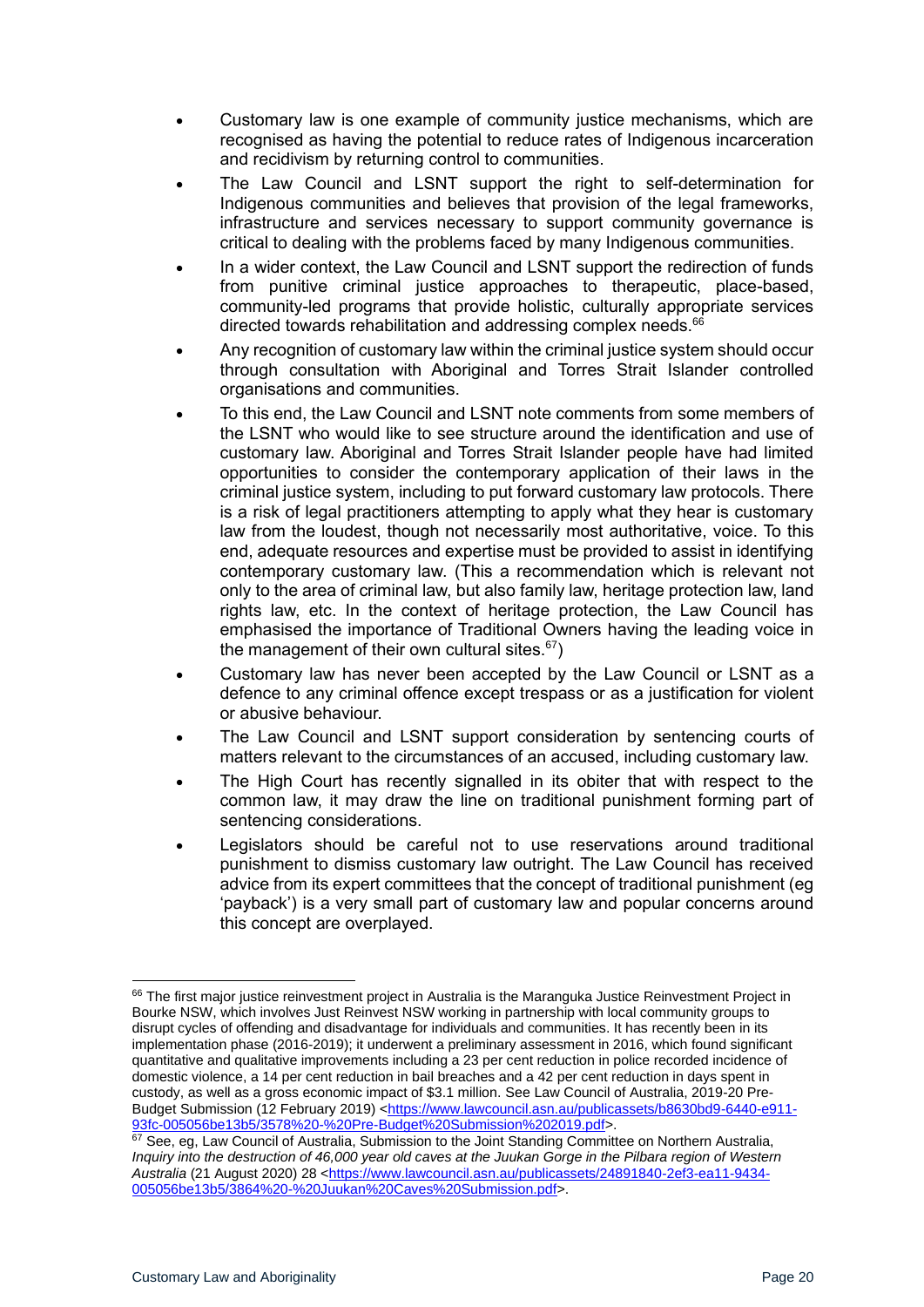- Customary law is one example of community justice mechanisms, which are recognised as having the potential to reduce rates of Indigenous incarceration and recidivism by returning control to communities.
- The Law Council and LSNT support the right to self-determination for Indigenous communities and believes that provision of the legal frameworks, infrastructure and services necessary to support community governance is critical to dealing with the problems faced by many Indigenous communities.
- In a wider context, the Law Council and LSNT support the redirection of funds from punitive criminal justice approaches to therapeutic, place-based, community-led programs that provide holistic, culturally appropriate services directed towards rehabilitation and addressing complex needs.[66]
- Any recognition of customary law within the criminal justice system should occur through consultation with Aboriginal and Torres Strait Islander controlled organisations and communities.
- To this end, the Law Council and LSNT note comments from some members of the LSNT who would like to see structure around the identification and use of customary law. Aboriginal and Torres Strait Islander people have had limited opportunities to consider the contemporary application of their laws in the criminal justice system, including to put forward customary law protocols. There is a risk of legal practitioners attempting to apply what they hear is customary law from the loudest, though not necessarily most authoritative, voice. To this end, adequate resources and expertise must be provided to assist in identifying contemporary customary law. (This a recommendation which is relevant not only to the area of criminal law, but also family law, heritage protection law, land rights law, etc. In the context of heritage protection, the Law Council has emphasised the importance of Traditional Owners having the leading voice in the management of their own cultural sites.[67])
- Customary law has never been accepted by the Law Council or LSNT as a defence to any criminal offence except trespass or as a justification for violent or abusive behaviour.
- The Law Council and LSNT support consideration by sentencing courts of matters relevant to the circumstances of an accused, including customary law.
- The High Court has recently signalled in its obiter that with respect to the common law, it may draw the line on traditional punishment forming part of sentencing considerations.
- Legislators should be careful not to use reservations around traditional punishment to dismiss customary law outright. The Law Council has received advice from its expert committees that the concept of traditional punishment (eg 'payback') is a very small part of customary law and popular concerns around this concept are overplayed.

---

[66] The first major justice reinvestment project in Australia is the Maranguka Justice Reinvestment Project in Bourke NSW, which involves Just Reinvest NSW working in partnership with local community groups to disrupt cycles of offending and disadvantage for individuals and communities. It has recently been in its implementation phase (2016-2019); it underwent a preliminary assessment in 2016, which found significant quantitative and qualitative improvements including a 23 per cent reduction in police recorded incidence of domestic violence, a 14 per cent reduction in bail breaches and a 42 per cent reduction in days spent in custody, as well as a gross economic impact of $3.1 million. See Law Council of Australia, 2019-20 Pre-Budget Submission (12 February 2019) <https://www.lawcouncil.asn.au/publicassets/b8630bd9-6440-e911-93fc-005056be13b5/3578%20-%20Pre-Budget%20Submission%202019.pdf>.

[67] See, eg, Law Council of Australia, Submission to the Joint Standing Committee on Northern Australia, *Inquiry into the destruction of 46,000 year old caves at the Juukan Gorge in the Pilbara region of Western Australia* (21 August 2020) 28 <https://www.lawcouncil.asn.au/publicassets/24891840-2ef3-ea11-9434-005056be13b5/3864%20-%20Juukan%20Caves%20Submission.pdf>.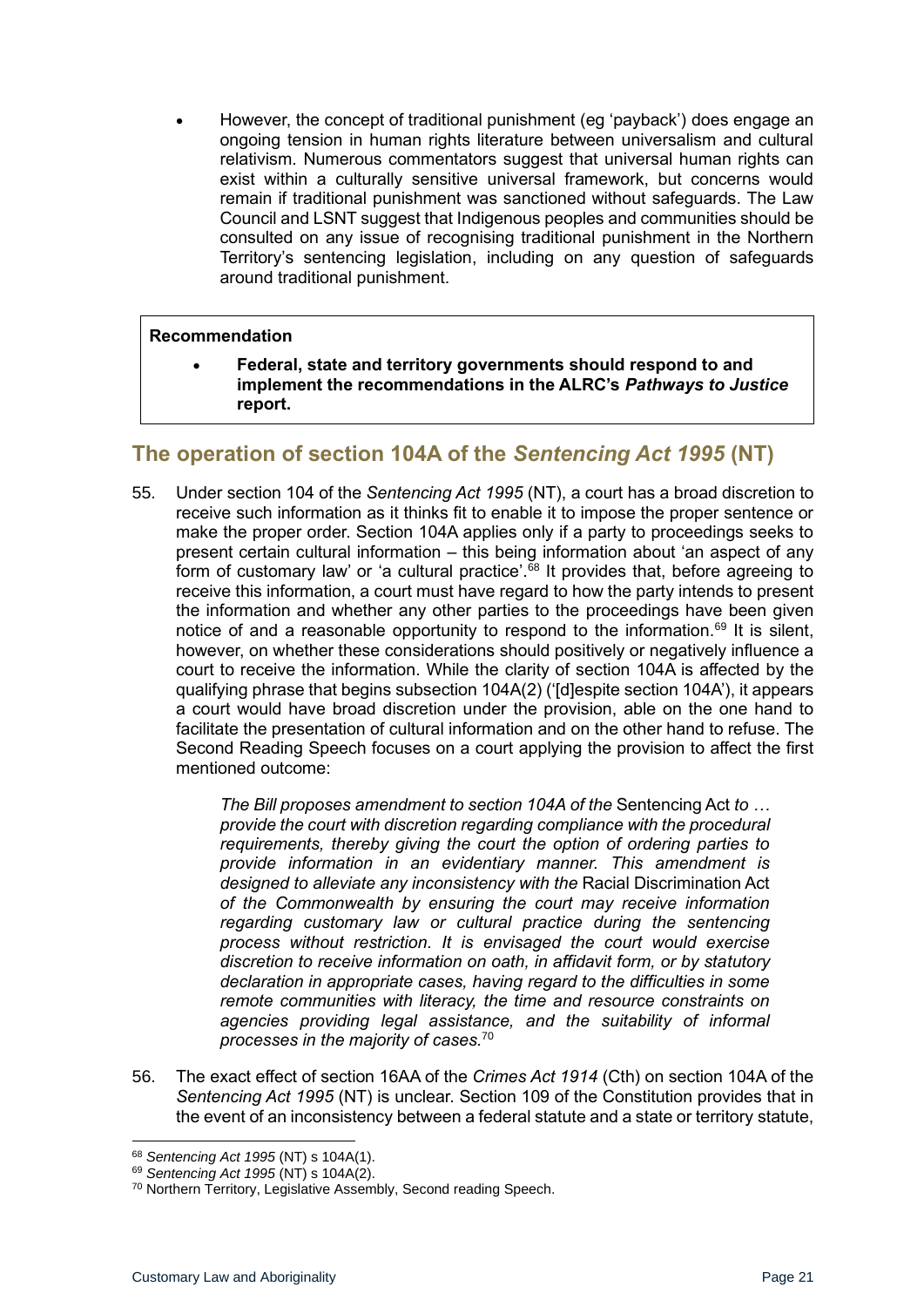- However, the concept of traditional punishment (eg 'payback') does engage an ongoing tension in human rights literature between universalism and cultural relativism. Numerous commentators suggest that universal human rights can exist within a culturally sensitive universal framework, but concerns would remain if traditional punishment was sanctioned without safeguards. The Law Council and LSNT suggest that Indigenous peoples and communities should be consulted on any issue of recognising traditional punishment in the Northern Territory's sentencing legislation, including on any question of safeguards around traditional punishment.

> **Recommendation**
>
> - **Federal, state and territory governments should respond to and implement the recommendations in the ALRC's *Pathways to Justice* report.**

## The operation of section 104A of the *Sentencing Act 1995* (NT)

55. Under section 104 of the *Sentencing Act 1995* (NT), a court has a broad discretion to receive such information as it thinks fit to enable it to impose the proper sentence or make the proper order. Section 104A applies only if a party to proceedings seeks to present certain cultural information – this being information about 'an aspect of any form of customary law' or 'a cultural practice'.[68] It provides that, before agreeing to receive this information, a court must have regard to how the party intends to present the information and whether any other parties to the proceedings have been given notice of and a reasonable opportunity to respond to the information.[69] It is silent, however, on whether these considerations should positively or negatively influence a court to receive the information. While the clarity of section 104A is affected by the qualifying phrase that begins subsection 104A(2) ('[d]espite section 104A'), it appears a court would have broad discretion under the provision, able on the one hand to facilitate the presentation of cultural information and on the other hand to refuse. The Second Reading Speech focuses on a court applying the provision to affect the first mentioned outcome:

    > *The Bill proposes amendment to section 104A of the* Sentencing Act *to … provide the court with discretion regarding compliance with the procedural requirements, thereby giving the court the option of ordering parties to provide information in an evidentiary manner. This amendment is designed to alleviate any inconsistency with the* Racial Discrimination Act *of the Commonwealth by ensuring the court may receive information regarding customary law or cultural practice during the sentencing process without restriction. It is envisaged the court would exercise discretion to receive information on oath, in affidavit form, or by statutory declaration in appropriate cases, having regard to the difficulties in some remote communities with literacy, the time and resource constraints on agencies providing legal assistance, and the suitability of informal processes in the majority of cases.*[70]

56. The exact effect of section 16AA of the *Crimes Act 1914* (Cth) on section 104A of the *Sentencing Act 1995* (NT) is unclear. Section 109 of the Constitution provides that in the event of an inconsistency between a federal statute and a state or territory statute,

---

[68] *Sentencing Act 1995* (NT) s 104A(1).

[69] *Sentencing Act 1995* (NT) s 104A(2).

[70] Northern Territory, Legislative Assembly, Second reading Speech.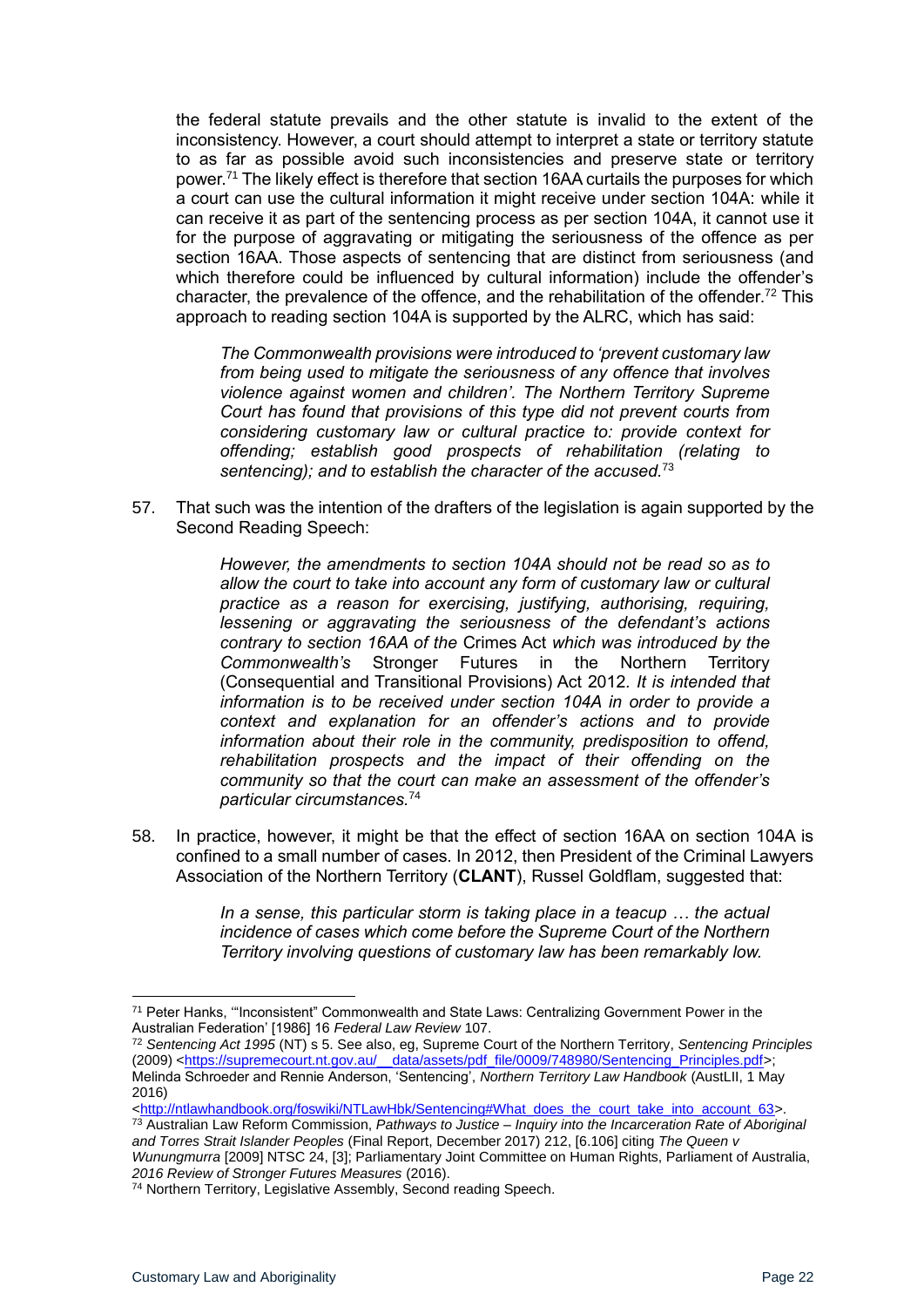the federal statute prevails and the other statute is invalid to the extent of the inconsistency. However, a court should attempt to interpret a state or territory statute to as far as possible avoid such inconsistencies and preserve state or territory power.[71] The likely effect is therefore that section 16AA curtails the purposes for which a court can use the cultural information it might receive under section 104A: while it can receive it as part of the sentencing process as per section 104A, it cannot use it for the purpose of aggravating or mitigating the seriousness of the offence as per section 16AA. Those aspects of sentencing that are distinct from seriousness (and which therefore could be influenced by cultural information) include the offender's character, the prevalence of the offence, and the rehabilitation of the offender.[72] This approach to reading section 104A is supported by the ALRC, which has said:

> *The Commonwealth provisions were introduced to 'prevent customary law from being used to mitigate the seriousness of any offence that involves violence against women and children'. The Northern Territory Supreme Court has found that provisions of this type did not prevent courts from considering customary law or cultural practice to: provide context for offending; establish good prospects of rehabilitation (relating to sentencing); and to establish the character of the accused.*[73]

57. That such was the intention of the drafters of the legislation is again supported by the Second Reading Speech:

> *However, the amendments to section 104A should not be read so as to allow the court to take into account any form of customary law or cultural practice as a reason for exercising, justifying, authorising, requiring, lessening or aggravating the seriousness of the defendant's actions contrary to section 16AA of the* Crimes Act *which was introduced by the Commonwealth's* Stronger Futures in the Northern Territory (Consequential and Transitional Provisions) Act 2012. *It is intended that information is to be received under section 104A in order to provide a context and explanation for an offender's actions and to provide information about their role in the community, predisposition to offend, rehabilitation prospects and the impact of their offending on the community so that the court can make an assessment of the offender's particular circumstances.*[74]

58. In practice, however, it might be that the effect of section 16AA on section 104A is confined to a small number of cases. In 2012, then President of the Criminal Lawyers Association of the Northern Territory (**CLANT**), Russel Goldflam, suggested that:

> *In a sense, this particular storm is taking place in a teacup … the actual incidence of cases which come before the Supreme Court of the Northern Territory involving questions of customary law has been remarkably low.*

---

[71] Peter Hanks, '"Inconsistent" Commonwealth and State Laws: Centralizing Government Power in the Australian Federation' [1986] 16 *Federal Law Review* 107.

[72] *Sentencing Act 1995* (NT) s 5. See also, eg, Supreme Court of the Northern Territory, *Sentencing Principles* (2009) <https://supremecourt.nt.gov.au/__data/assets/pdf_file/0009/748980/Sentencing_Principles.pdf>; Melinda Schroeder and Rennie Anderson, 'Sentencing', *Northern Territory Law Handbook* (AustLII, 1 May 2016) <http://ntlawhandbook.org/foswiki/NTLawHbk/Sentencing#What_does_the_court_take_into_account_63>.

[73] Australian Law Reform Commission, *Pathways to Justice – Inquiry into the Incarceration Rate of Aboriginal and Torres Strait Islander Peoples* (Final Report, December 2017) 212, [6.106] citing *The Queen v Wunungmurra* [2009] NTSC 24, [3]; Parliamentary Joint Committee on Human Rights, Parliament of Australia, *2016 Review of Stronger Futures Measures* (2016).

[74] Northern Territory, Legislative Assembly, Second reading Speech.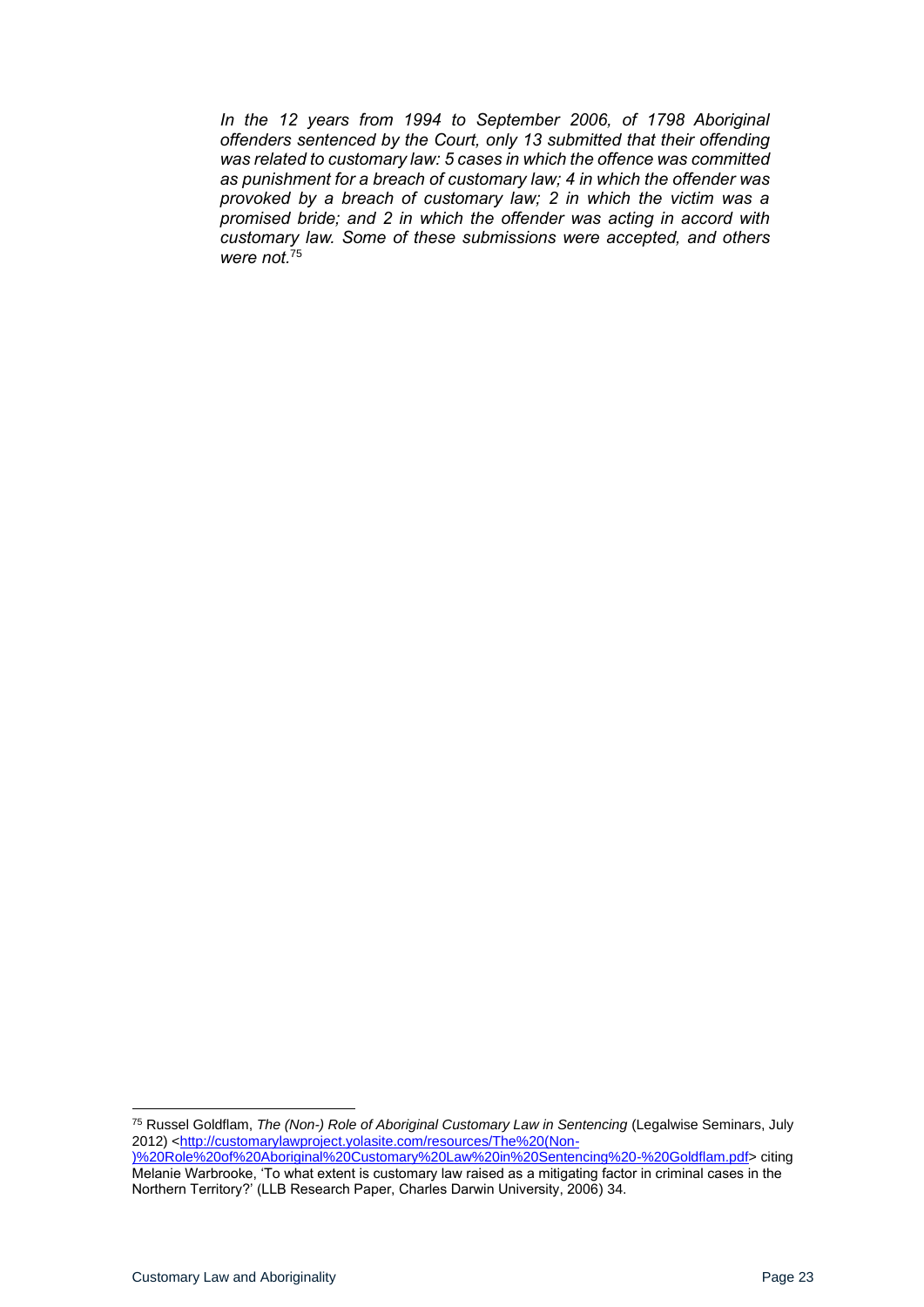> *In the 12 years from 1994 to September 2006, of 1798 Aboriginal offenders sentenced by the Court, only 13 submitted that their offending was related to customary law: 5 cases in which the offence was committed as punishment for a breach of customary law; 4 in which the offender was provoked by a breach of customary law; 2 in which the victim was a promised bride; and 2 in which the offender was acting in accord with customary law. Some of these submissions were accepted, and others were not.*[75]

---

[75] Russel Goldflam, *The (Non-) Role of Aboriginal Customary Law in Sentencing* (Legalwise Seminars, July 2012) <http://customarylawproject.yolasite.com/resources/The%20(Non-)%20Role%20of%20Aboriginal%20Customary%20Law%20in%20Sentencing%20-%20Goldflam.pdf> citing Melanie Warbrooke, 'To what extent is customary law raised as a mitigating factor in criminal cases in the Northern Territory?' (LLB Research Paper, Charles Darwin University, 2006) 34.